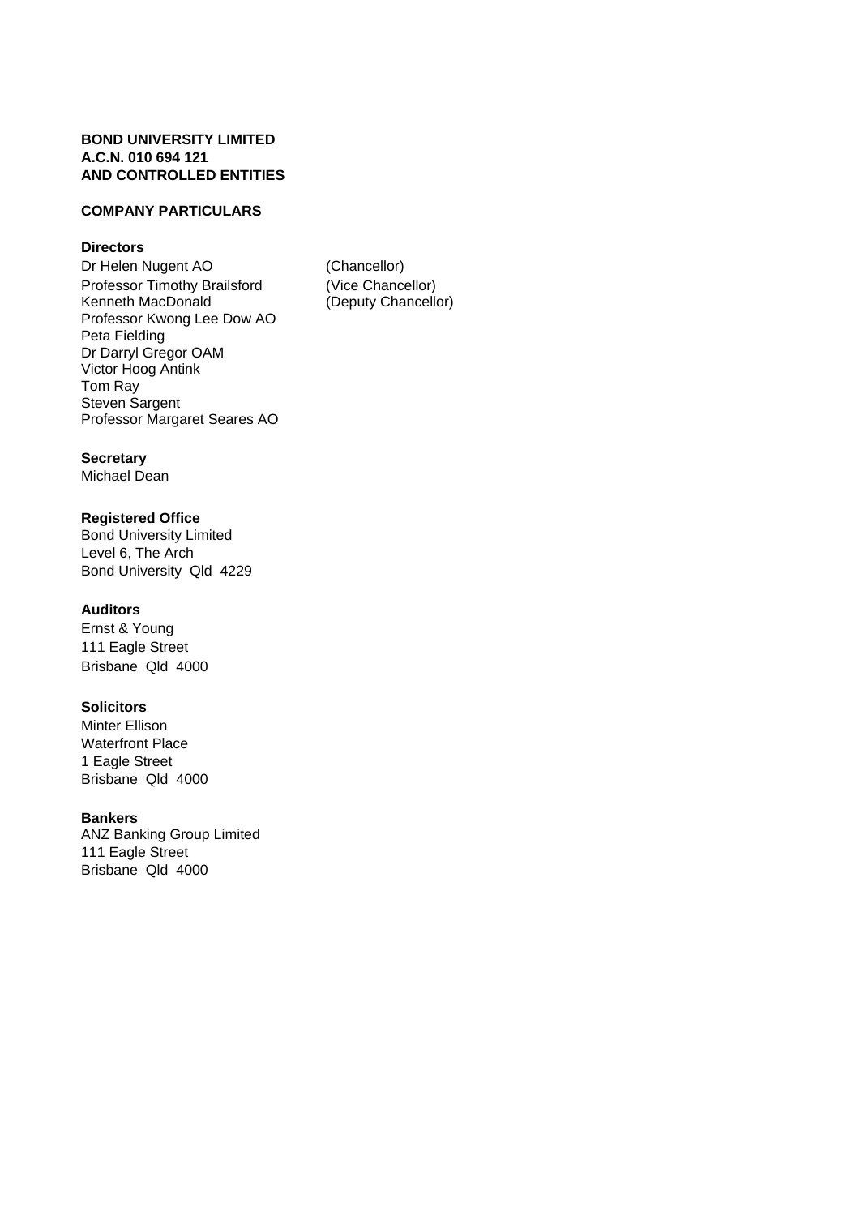**BOND UNIVERSITY LIMITED**
**A.C.N. 010 694 121**
**AND CONTROLLED ENTITIES**

## COMPANY PARTICULARS

### Directors

Dr Helen Nugent AO (Chancellor)
Professor Timothy Brailsford (Vice Chancellor)
Kenneth MacDonald (Deputy Chancellor)
Professor Kwong Lee Dow AO
Peta Fielding
Dr Darryl Gregor OAM
Victor Hoog Antink
Tom Ray
Steven Sargent
Professor Margaret Seares AO

### Secretary

Michael Dean

### Registered Office

Bond University Limited
Level 6, The Arch
Bond University Qld 4229

### Auditors

Ernst & Young
111 Eagle Street
Brisbane Qld 4000

### Solicitors

Minter Ellison
Waterfront Place
1 Eagle Street
Brisbane Qld 4000

### Bankers

ANZ Banking Group Limited
111 Eagle Street
Brisbane Qld 4000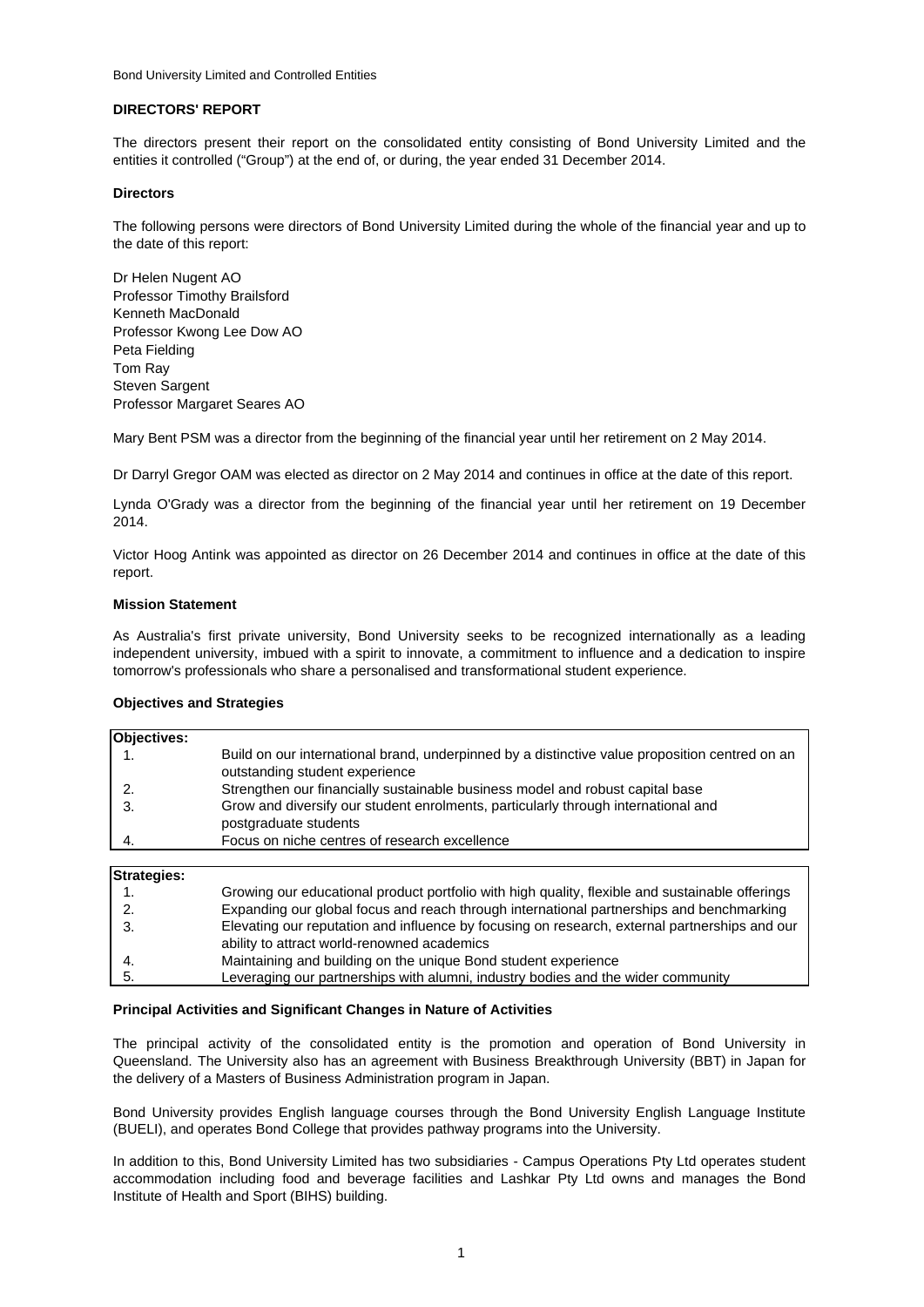# DIRECTORS' REPORT

The directors present their report on the consolidated entity consisting of Bond University Limited and the entities it controlled ("Group") at the end of, or during, the year ended 31 December 2014.

## Directors

The following persons were directors of Bond University Limited during the whole of the financial year and up to the date of this report:

Dr Helen Nugent AO
Professor Timothy Brailsford
Kenneth MacDonald
Professor Kwong Lee Dow AO
Peta Fielding
Tom Ray
Steven Sargent
Professor Margaret Seares AO

Mary Bent PSM was a director from the beginning of the financial year until her retirement on 2 May 2014.

Dr Darryl Gregor OAM was elected as director on 2 May 2014 and continues in office at the date of this report.

Lynda O'Grady was a director from the beginning of the financial year until her retirement on 19 December 2014.

Victor Hoog Antink was appointed as director on 26 December 2014 and continues in office at the date of this report.

## Mission Statement

As Australia's first private university, Bond University seeks to be recognized internationally as a leading independent university, imbued with a spirit to innovate, a commitment to influence and a dedication to inspire tomorrow's professionals who share a personalised and transformational student experience.

## Objectives and Strategies

| Objectives: | |
|---|---|
| 1. | Build on our international brand, underpinned by a distinctive value proposition centred on an outstanding student experience |
| 2. | Strengthen our financially sustainable business model and robust capital base |
| 3. | Grow and diversify our student enrolments, particularly through international and postgraduate students |
| 4. | Focus on niche centres of research excellence |

| Strategies: | |
|---|---|
| 1. | Growing our educational product portfolio with high quality, flexible and sustainable offerings |
| 2. | Expanding our global focus and reach through international partnerships and benchmarking |
| 3. | Elevating our reputation and influence by focusing on research, external partnerships and our ability to attract world-renowned academics |
| 4. | Maintaining and building on the unique Bond student experience |
| 5. | Leveraging our partnerships with alumni, industry bodies and the wider community |

## Principal Activities and Significant Changes in Nature of Activities

The principal activity of the consolidated entity is the promotion and operation of Bond University in Queensland. The University also has an agreement with Business Breakthrough University (BBT) in Japan for the delivery of a Masters of Business Administration program in Japan.

Bond University provides English language courses through the Bond University English Language Institute (BUELI), and operates Bond College that provides pathway programs into the University.

In addition to this, Bond University Limited has two subsidiaries - Campus Operations Pty Ltd operates student accommodation including food and beverage facilities and Lashkar Pty Ltd owns and manages the Bond Institute of Health and Sport (BIHS) building.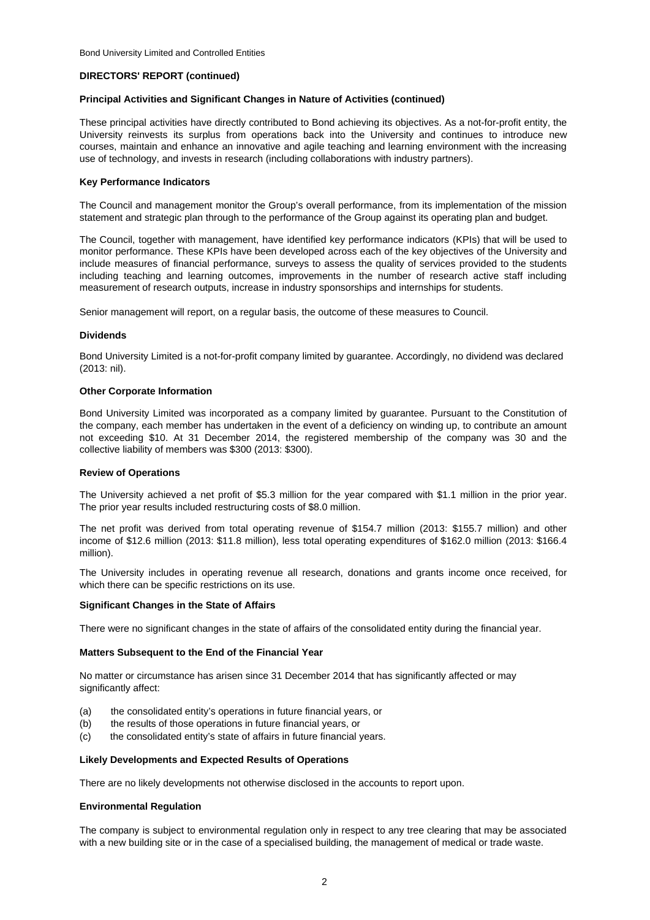**DIRECTORS' REPORT (continued)**

**Principal Activities and Significant Changes in Nature of Activities (continued)**

These principal activities have directly contributed to Bond achieving its objectives. As a not-for-profit entity, the University reinvests its surplus from operations back into the University and continues to introduce new courses, maintain and enhance an innovative and agile teaching and learning environment with the increasing use of technology, and invests in research (including collaborations with industry partners).

**Key Performance Indicators**

The Council and management monitor the Group's overall performance, from its implementation of the mission statement and strategic plan through to the performance of the Group against its operating plan and budget.

The Council, together with management, have identified key performance indicators (KPIs) that will be used to monitor performance. These KPIs have been developed across each of the key objectives of the University and include measures of financial performance, surveys to assess the quality of services provided to the students including teaching and learning outcomes, improvements in the number of research active staff including measurement of research outputs, increase in industry sponsorships and internships for students.

Senior management will report, on a regular basis, the outcome of these measures to Council.

**Dividends**

Bond University Limited is a not-for-profit company limited by guarantee. Accordingly, no dividend was declared (2013: nil).

**Other Corporate Information**

Bond University Limited was incorporated as a company limited by guarantee. Pursuant to the Constitution of the company, each member has undertaken in the event of a deficiency on winding up, to contribute an amount not exceeding $10. At 31 December 2014, the registered membership of the company was 30 and the collective liability of members was $300 (2013: $300).

**Review of Operations**

The University achieved a net profit of $5.3 million for the year compared with $1.1 million in the prior year. The prior year results included restructuring costs of $8.0 million.

The net profit was derived from total operating revenue of $154.7 million (2013: $155.7 million) and other income of $12.6 million (2013: $11.8 million), less total operating expenditures of $162.0 million (2013: $166.4 million).

The University includes in operating revenue all research, donations and grants income once received, for which there can be specific restrictions on its use.

**Significant Changes in the State of Affairs**

There were no significant changes in the state of affairs of the consolidated entity during the financial year.

**Matters Subsequent to the End of the Financial Year**

No matter or circumstance has arisen since 31 December 2014 that has significantly affected or may significantly affect:

(a) the consolidated entity's operations in future financial years, or
(b) the results of those operations in future financial years, or
(c) the consolidated entity's state of affairs in future financial years.

**Likely Developments and Expected Results of Operations**

There are no likely developments not otherwise disclosed in the accounts to report upon.

**Environmental Regulation**

The company is subject to environmental regulation only in respect to any tree clearing that may be associated with a new building site or in the case of a specialised building, the management of medical or trade waste.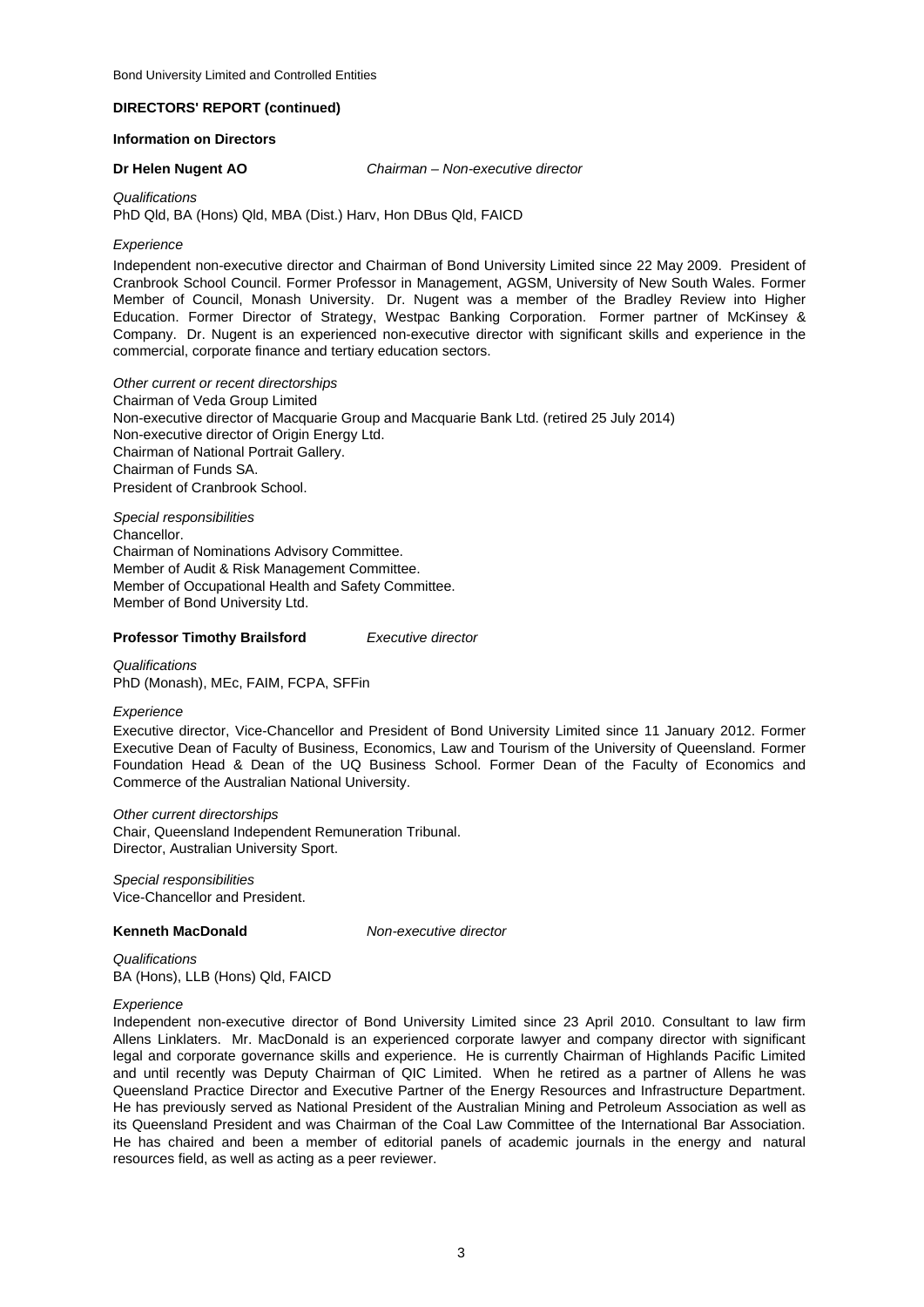## DIRECTORS' REPORT (continued)

### Information on Directors

**Dr Helen Nugent AO** *Chairman – Non-executive director*

*Qualifications*
PhD Qld, BA (Hons) Qld, MBA (Dist.) Harv, Hon DBus Qld, FAICD

*Experience*

Independent non-executive director and Chairman of Bond University Limited since 22 May 2009. President of Cranbrook School Council. Former Professor in Management, AGSM, University of New South Wales. Former Member of Council, Monash University. Dr. Nugent was a member of the Bradley Review into Higher Education. Former Director of Strategy, Westpac Banking Corporation. Former partner of McKinsey & Company. Dr. Nugent is an experienced non-executive director with significant skills and experience in the commercial, corporate finance and tertiary education sectors.

*Other current or recent directorships*
Chairman of Veda Group Limited
Non-executive director of Macquarie Group and Macquarie Bank Ltd. (retired 25 July 2014)
Non-executive director of Origin Energy Ltd.
Chairman of National Portrait Gallery.
Chairman of Funds SA.
President of Cranbrook School.

*Special responsibilities*
Chancellor.
Chairman of Nominations Advisory Committee.
Member of Audit & Risk Management Committee.
Member of Occupational Health and Safety Committee.
Member of Bond University Ltd.

**Professor Timothy Brailsford** *Executive director*

*Qualifications*
PhD (Monash), MEc, FAIM, FCPA, SFFin

*Experience*

Executive director, Vice-Chancellor and President of Bond University Limited since 11 January 2012. Former Executive Dean of Faculty of Business, Economics, Law and Tourism of the University of Queensland. Former Foundation Head & Dean of the UQ Business School. Former Dean of the Faculty of Economics and Commerce of the Australian National University.

*Other current directorships*
Chair, Queensland Independent Remuneration Tribunal.
Director, Australian University Sport.

*Special responsibilities*
Vice-Chancellor and President.

**Kenneth MacDonald** *Non-executive director*

*Qualifications*
BA (Hons), LLB (Hons) Qld, FAICD

*Experience*

Independent non-executive director of Bond University Limited since 23 April 2010. Consultant to law firm Allens Linklaters. Mr. MacDonald is an experienced corporate lawyer and company director with significant legal and corporate governance skills and experience. He is currently Chairman of Highlands Pacific Limited and until recently was Deputy Chairman of QIC Limited. When he retired as a partner of Allens he was Queensland Practice Director and Executive Partner of the Energy Resources and Infrastructure Department. He has previously served as National President of the Australian Mining and Petroleum Association as well as its Queensland President and was Chairman of the Coal Law Committee of the International Bar Association. He has chaired and been a member of editorial panels of academic journals in the energy and natural resources field, as well as acting as a peer reviewer.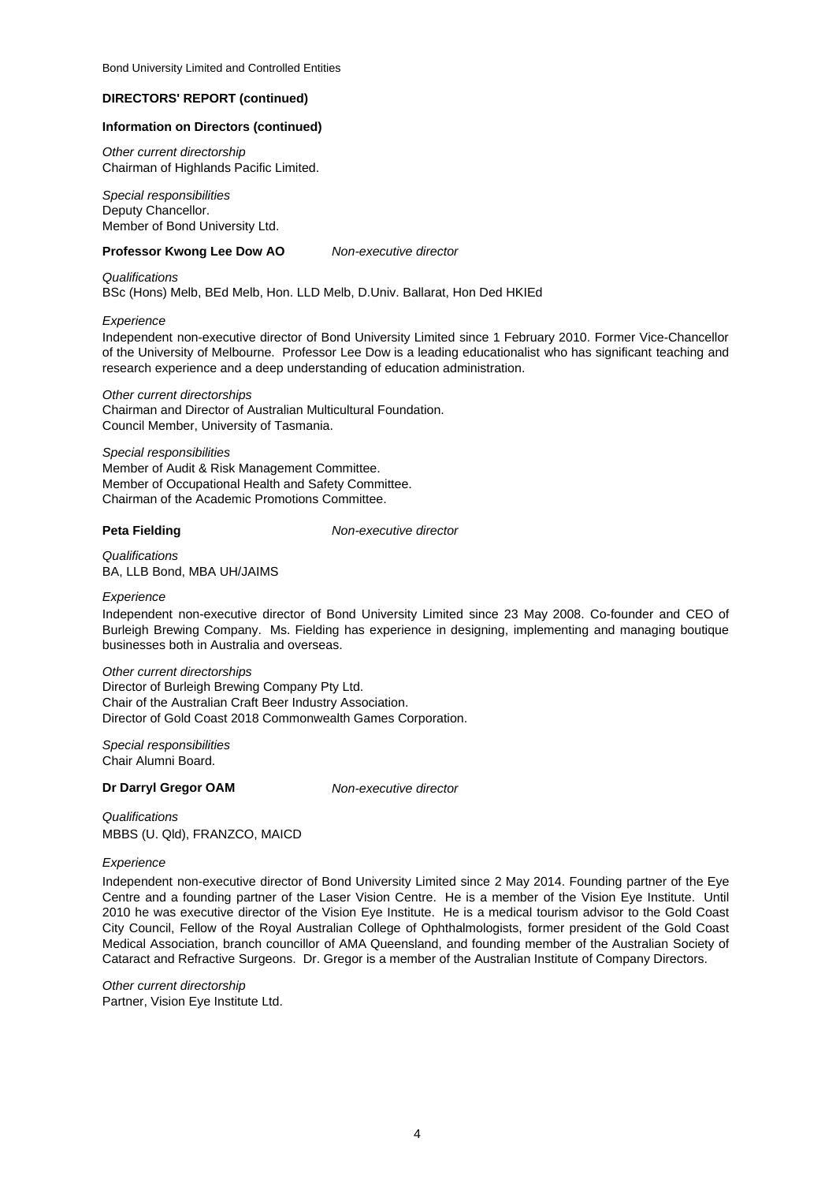## DIRECTORS' REPORT (continued)

### Information on Directors (continued)

*Other current directorship*
Chairman of Highlands Pacific Limited.

*Special responsibilities*
Deputy Chancellor.
Member of Bond University Ltd.

**Professor Kwong Lee Dow AO** *Non-executive director*

*Qualifications*
BSc (Hons) Melb, BEd Melb, Hon. LLD Melb, D.Univ. Ballarat, Hon Ded HKIEd

*Experience*
Independent non-executive director of Bond University Limited since 1 February 2010. Former Vice-Chancellor of the University of Melbourne. Professor Lee Dow is a leading educationalist who has significant teaching and research experience and a deep understanding of education administration.

*Other current directorships*
Chairman and Director of Australian Multicultural Foundation.
Council Member, University of Tasmania.

*Special responsibilities*
Member of Audit & Risk Management Committee.
Member of Occupational Health and Safety Committee.
Chairman of the Academic Promotions Committee.

**Peta Fielding** *Non-executive director*

*Qualifications*
BA, LLB Bond, MBA UH/JAIMS

*Experience*
Independent non-executive director of Bond University Limited since 23 May 2008. Co-founder and CEO of Burleigh Brewing Company. Ms. Fielding has experience in designing, implementing and managing boutique businesses both in Australia and overseas.

*Other current directorships*
Director of Burleigh Brewing Company Pty Ltd.
Chair of the Australian Craft Beer Industry Association.
Director of Gold Coast 2018 Commonwealth Games Corporation.

*Special responsibilities*
Chair Alumni Board.

**Dr Darryl Gregor OAM** *Non-executive director*

*Qualifications*
MBBS (U. Qld), FRANZCO, MAICD

*Experience*
Independent non-executive director of Bond University Limited since 2 May 2014. Founding partner of the Eye Centre and a founding partner of the Laser Vision Centre. He is a member of the Vision Eye Institute. Until 2010 he was executive director of the Vision Eye Institute. He is a medical tourism advisor to the Gold Coast City Council, Fellow of the Royal Australian College of Ophthalmologists, former president of the Gold Coast Medical Association, branch councillor of AMA Queensland, and founding member of the Australian Society of Cataract and Refractive Surgeons. Dr. Gregor is a member of the Australian Institute of Company Directors.

*Other current directorship*
Partner, Vision Eye Institute Ltd.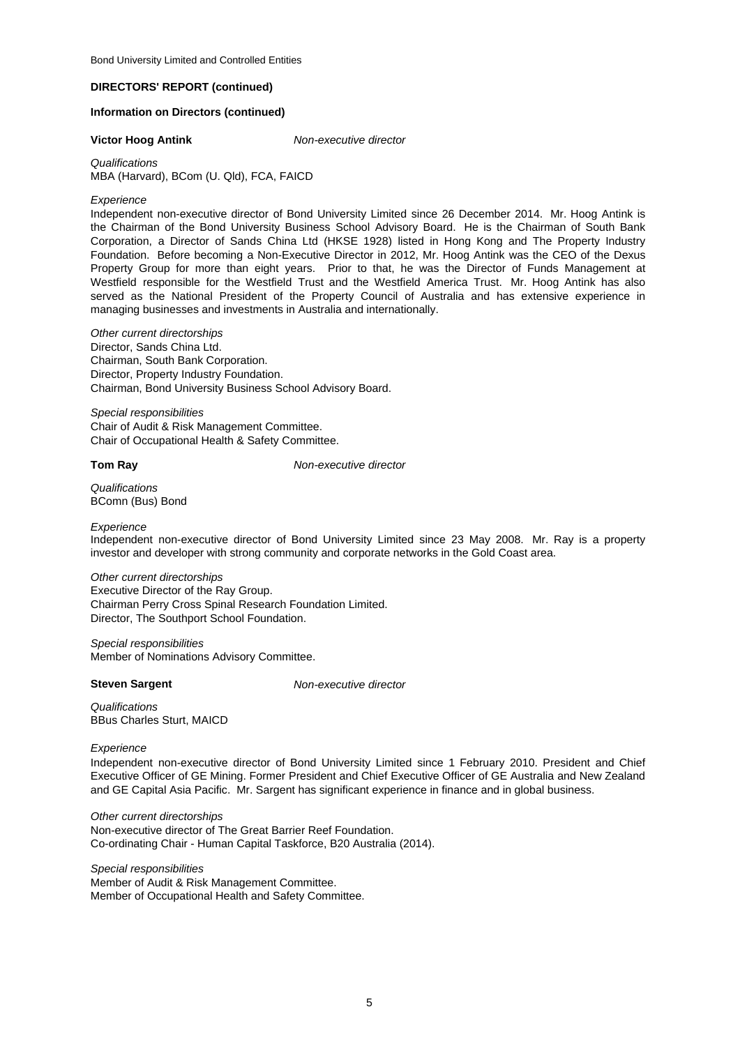## DIRECTORS' REPORT (continued)

### Information on Directors (continued)

**Victor Hoog Antink** *Non-executive director*

*Qualifications*
MBA (Harvard), BCom (U. Qld), FCA, FAICD

*Experience*
Independent non-executive director of Bond University Limited since 26 December 2014. Mr. Hoog Antink is the Chairman of the Bond University Business School Advisory Board. He is the Chairman of South Bank Corporation, a Director of Sands China Ltd (HKSE 1928) listed in Hong Kong and The Property Industry Foundation. Before becoming a Non-Executive Director in 2012, Mr. Hoog Antink was the CEO of the Dexus Property Group for more than eight years. Prior to that, he was the Director of Funds Management at Westfield responsible for the Westfield Trust and the Westfield America Trust. Mr. Hoog Antink has also served as the National President of the Property Council of Australia and has extensive experience in managing businesses and investments in Australia and internationally.

*Other current directorships*
Director, Sands China Ltd.
Chairman, South Bank Corporation.
Director, Property Industry Foundation.
Chairman, Bond University Business School Advisory Board.

*Special responsibilities*
Chair of Audit & Risk Management Committee.
Chair of Occupational Health & Safety Committee.

**Tom Ray** *Non-executive director*

*Qualifications*
BComn (Bus) Bond

*Experience*
Independent non-executive director of Bond University Limited since 23 May 2008. Mr. Ray is a property investor and developer with strong community and corporate networks in the Gold Coast area.

*Other current directorships*
Executive Director of the Ray Group.
Chairman Perry Cross Spinal Research Foundation Limited.
Director, The Southport School Foundation.

*Special responsibilities*
Member of Nominations Advisory Committee.

**Steven Sargent** *Non-executive director*

*Qualifications*
BBus Charles Sturt, MAICD

*Experience*
Independent non-executive director of Bond University Limited since 1 February 2010. President and Chief Executive Officer of GE Mining. Former President and Chief Executive Officer of GE Australia and New Zealand and GE Capital Asia Pacific. Mr. Sargent has significant experience in finance and in global business.

*Other current directorships*
Non-executive director of The Great Barrier Reef Foundation.
Co-ordinating Chair - Human Capital Taskforce, B20 Australia (2014).

*Special responsibilities*
Member of Audit & Risk Management Committee.
Member of Occupational Health and Safety Committee.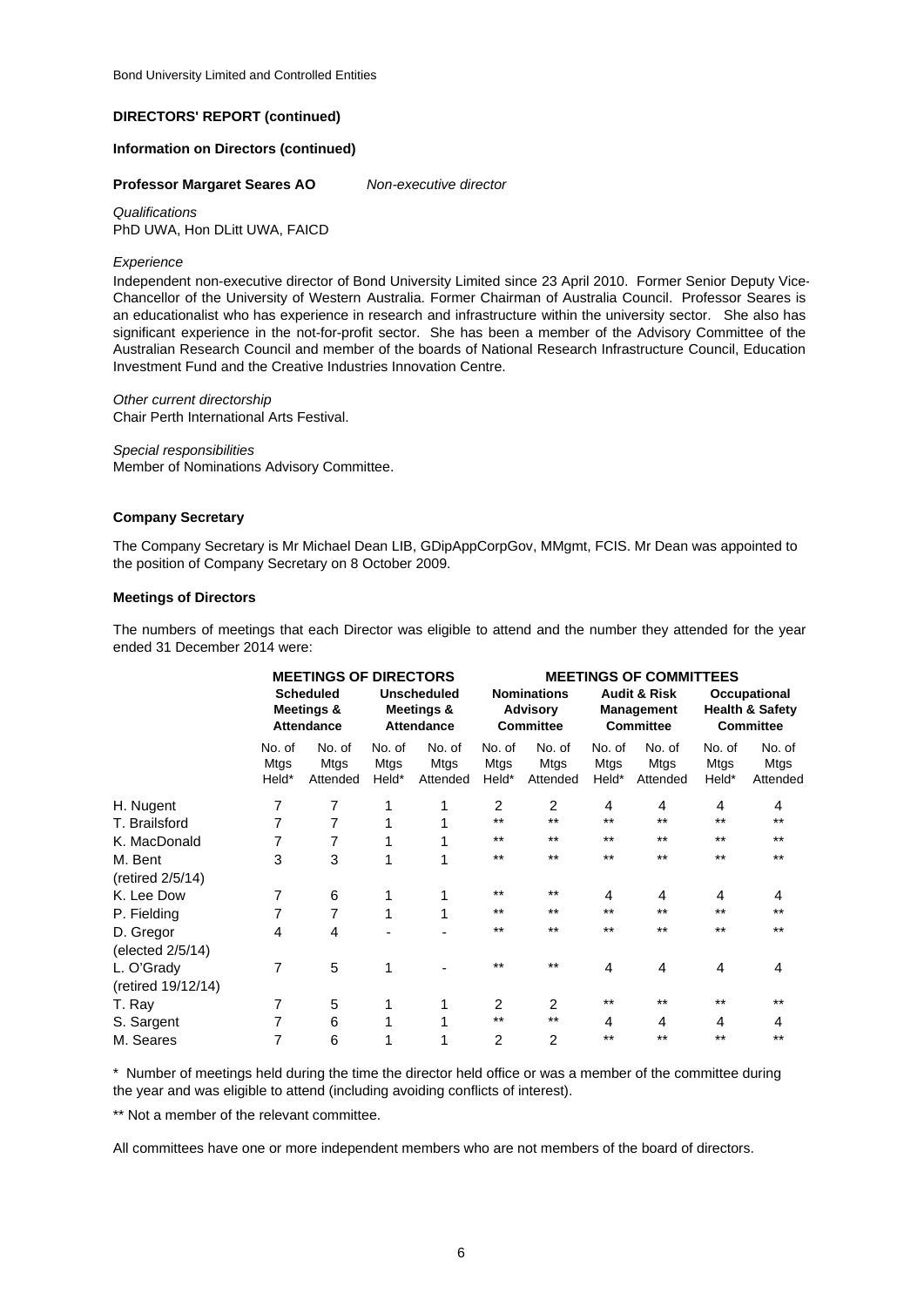**DIRECTORS' REPORT (continued)**

**Information on Directors (continued)**

**Professor Margaret Seares AO** *Non-executive director*

*Qualifications*
PhD UWA, Hon DLitt UWA, FAICD

*Experience*
Independent non-executive director of Bond University Limited since 23 April 2010. Former Senior Deputy Vice-Chancellor of the University of Western Australia. Former Chairman of Australia Council. Professor Seares is an educationalist who has experience in research and infrastructure within the university sector. She also has significant experience in the not-for-profit sector. She has been a member of the Advisory Committee of the Australian Research Council and member of the boards of National Research Infrastructure Council, Education Investment Fund and the Creative Industries Innovation Centre.

*Other current directorship*
Chair Perth International Arts Festival.

*Special responsibilities*
Member of Nominations Advisory Committee.

**Company Secretary**

The Company Secretary is Mr Michael Dean LIB, GDipAppCorpGov, MMgmt, FCIS. Mr Dean was appointed to the position of Company Secretary on 8 October 2009.

**Meetings of Directors**

The numbers of meetings that each Director was eligible to attend and the number they attended for the year ended 31 December 2014 were:

| | MEETINGS OF DIRECTORS | | | | MEETINGS OF COMMITTEES | | | | | |
|---|---|---|---|---|---|---|---|---|---|---|
| | Scheduled Meetings & Attendance | | Unscheduled Meetings & Attendance | | Nominations Advisory Committee | | Audit & Risk Management Committee | | Occupational Health & Safety Committee | |
| | No. of Mtgs Held* | No. of Mtgs Attended | No. of Mtgs Held* | No. of Mtgs Attended | No. of Mtgs Held* | No. of Mtgs Attended | No. of Mtgs Held* | No. of Mtgs Attended | No. of Mtgs Held* | No. of Mtgs Attended |
| H. Nugent | 7 | 7 | 1 | 1 | 2 | 2 | 4 | 4 | 4 | 4 |
| T. Brailsford | 7 | 7 | 1 | 1 | ** | ** | ** | ** | ** | ** |
| K. MacDonald | 7 | 7 | 1 | 1 | ** | ** | ** | ** | ** | ** |
| M. Bent (retired 2/5/14) | 3 | 3 | 1 | 1 | ** | ** | ** | ** | ** | ** |
| K. Lee Dow | 7 | 6 | 1 | 1 | ** | ** | 4 | 4 | 4 | 4 |
| P. Fielding | 7 | 7 | 1 | 1 | ** | ** | ** | ** | ** | ** |
| D. Gregor (elected 2/5/14) | 4 | 4 | - | - | ** | ** | ** | ** | ** | ** |
| L. O'Grady (retired 19/12/14) | 7 | 5 | 1 | - | ** | ** | 4 | 4 | 4 | 4 |
| T. Ray | 7 | 5 | 1 | 1 | 2 | 2 | ** | ** | ** | ** |
| S. Sargent | 7 | 6 | 1 | 1 | ** | ** | 4 | 4 | 4 | 4 |
| M. Seares | 7 | 6 | 1 | 1 | 2 | 2 | ** | ** | ** | ** |

\* Number of meetings held during the time the director held office or was a member of the committee during the year and was eligible to attend (including avoiding conflicts of interest).

** Not a member of the relevant committee.

All committees have one or more independent members who are not members of the board of directors.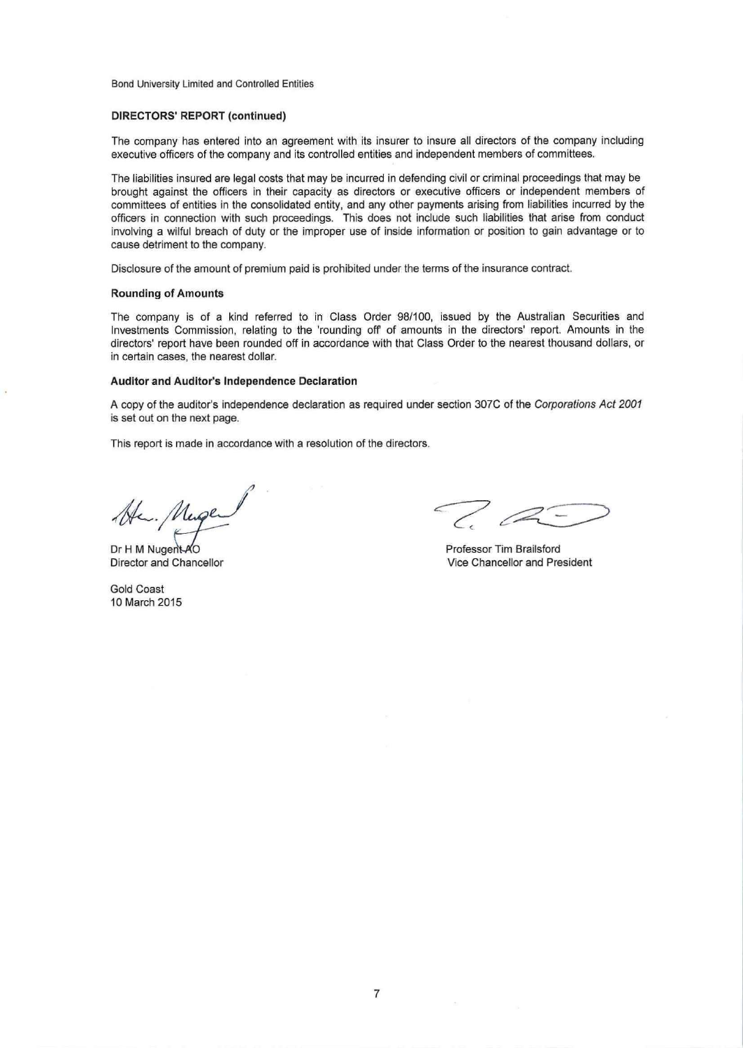**DIRECTORS' REPORT (continued)**

The company has entered into an agreement with its insurer to insure all directors of the company including executive officers of the company and its controlled entities and independent members of committees.

The liabilities insured are legal costs that may be incurred in defending civil or criminal proceedings that may be brought against the officers in their capacity as directors or executive officers or independent members of committees of entities in the consolidated entity, and any other payments arising from liabilities incurred by the officers in connection with such proceedings. This does not include such liabilities that arise from conduct involving a wilful breach of duty or the improper use of inside information or position to gain advantage or to cause detriment to the company.

Disclosure of the amount of premium paid is prohibited under the terms of the insurance contract.

**Rounding of Amounts**

The company is of a kind referred to in Class Order 98/100, issued by the Australian Securities and Investments Commission, relating to the 'rounding off' of amounts in the directors' report. Amounts in the directors' report have been rounded off in accordance with that Class Order to the nearest thousand dollars, or in certain cases, the nearest dollar.

**Auditor and Auditor's Independence Declaration**

A copy of the auditor's independence declaration as required under section 307C of the *Corporations Act 2001* is set out on the next page.

This report is made in accordance with a resolution of the directors.

Dr H M Nugent AO
Director and Chancellor

Professor Tim Brailsford
Vice Chancellor and President

Gold Coast
10 March 2015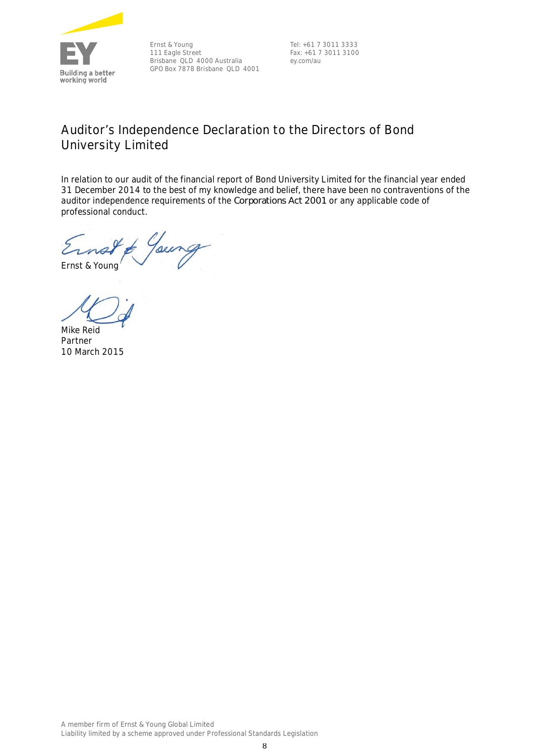Ernst & Young
111 Eagle Street
Brisbane QLD 4000 Australia
GPO Box 7878 Brisbane QLD 4001

Tel: +61 7 3011 3333
Fax: +61 7 3011 3100
ey.com/au

# Auditor's Independence Declaration to the Directors of Bond University Limited

In relation to our audit of the financial report of Bond University Limited for the financial year ended 31 December 2014 to the best of my knowledge and belief, there have been no contraventions of the auditor independence requirements of the *Corporations Act 2001* or any applicable code of professional conduct.

Ernst & Young

Mike Reid
Partner
10 March 2015

A member firm of Ernst & Young Global Limited
Liability limited by a scheme approved under Professional Standards Legislation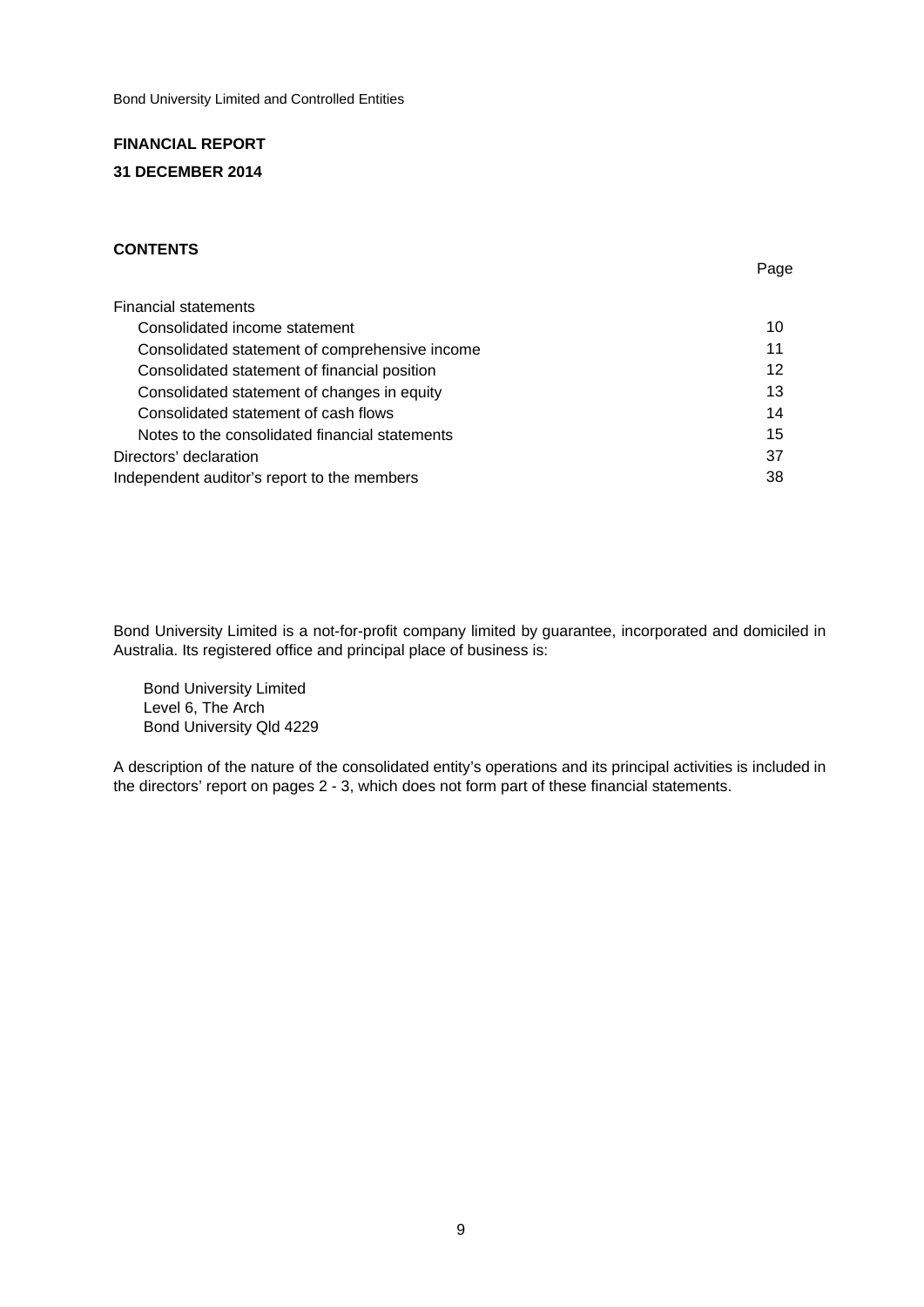Bond University Limited and Controlled Entities

**FINANCIAL REPORT**

**31 DECEMBER 2014**

**CONTENTS**

| | Page |
|---|---|
| Financial statements | |
| Consolidated income statement | 10 |
| Consolidated statement of comprehensive income | 11 |
| Consolidated statement of financial position | 12 |
| Consolidated statement of changes in equity | 13 |
| Consolidated statement of cash flows | 14 |
| Notes to the consolidated financial statements | 15 |
| Directors' declaration | 37 |
| Independent auditor's report to the members | 38 |

Bond University Limited is a not-for-profit company limited by guarantee, incorporated and domiciled in Australia. Its registered office and principal place of business is:

Bond University Limited
Level 6, The Arch
Bond University Qld 4229

A description of the nature of the consolidated entity's operations and its principal activities is included in the directors' report on pages 2 - 3, which does not form part of these financial statements.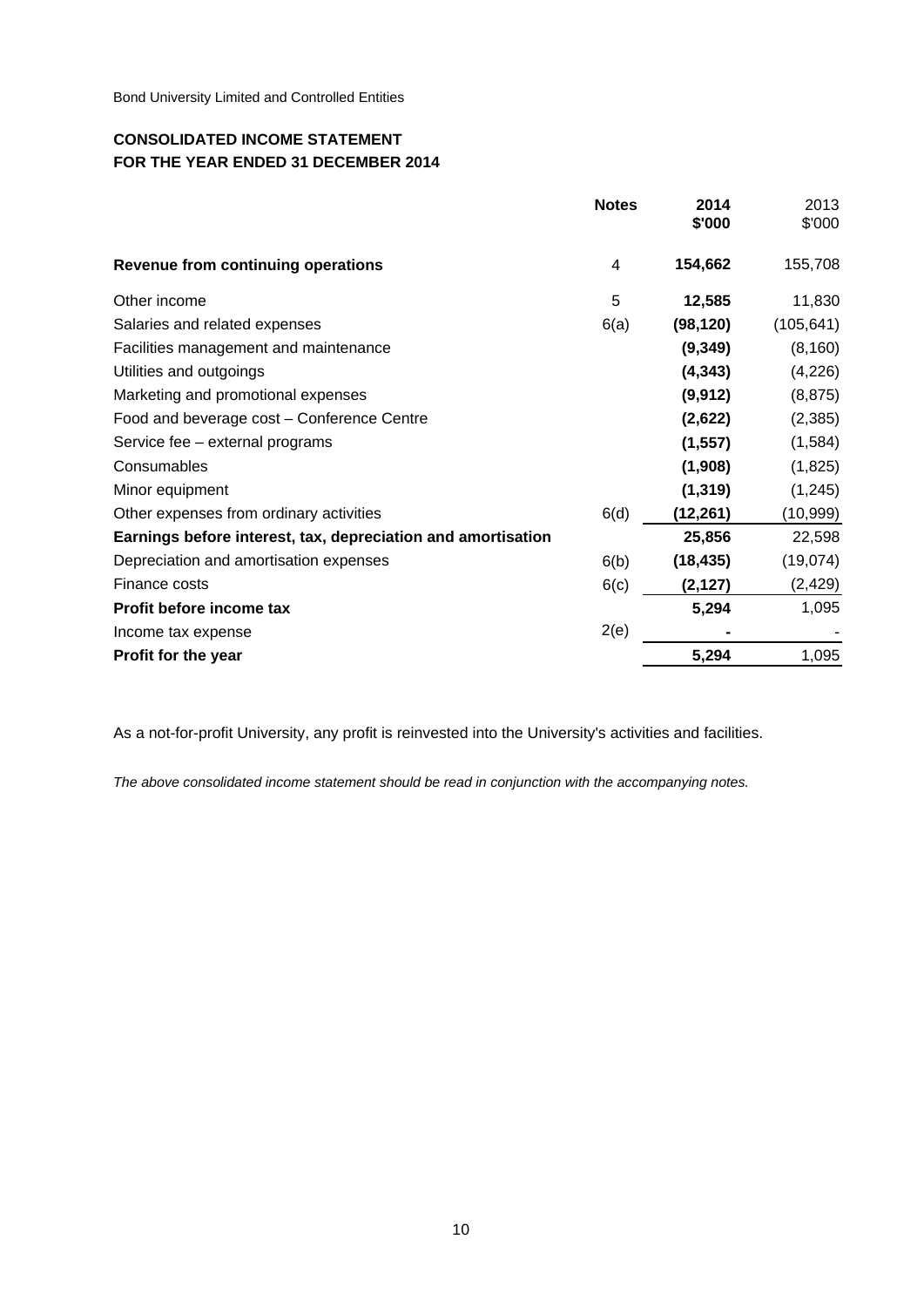Bond University Limited and Controlled Entities

## CONSOLIDATED INCOME STATEMENT
## FOR THE YEAR ENDED 31 DECEMBER 2014

| | Notes | 2014 $'000 | 2013 $'000 |
|---|---|---|---|
| **Revenue from continuing operations** | 4 | **154,662** | 155,708 |
| Other income | 5 | **12,585** | 11,830 |
| Salaries and related expenses | 6(a) | **(98,120)** | (105,641) |
| Facilities management and maintenance | | **(9,349)** | (8,160) |
| Utilities and outgoings | | **(4,343)** | (4,226) |
| Marketing and promotional expenses | | **(9,912)** | (8,875) |
| Food and beverage cost – Conference Centre | | **(2,622)** | (2,385) |
| Service fee – external programs | | **(1,557)** | (1,584) |
| Consumables | | **(1,908)** | (1,825) |
| Minor equipment | | **(1,319)** | (1,245) |
| Other expenses from ordinary activities | 6(d) | **(12,261)** | (10,999) |
| **Earnings before interest, tax, depreciation and amortisation** | | **25,856** | 22,598 |
| Depreciation and amortisation expenses | 6(b) | **(18,435)** | (19,074) |
| Finance costs | 6(c) | **(2,127)** | (2,429) |
| **Profit before income tax** | | **5,294** | 1,095 |
| Income tax expense | 2(e) | **-** | - |
| **Profit for the year** | | **5,294** | 1,095 |

As a not-for-profit University, any profit is reinvested into the University's activities and facilities.

*The above consolidated income statement should be read in conjunction with the accompanying notes.*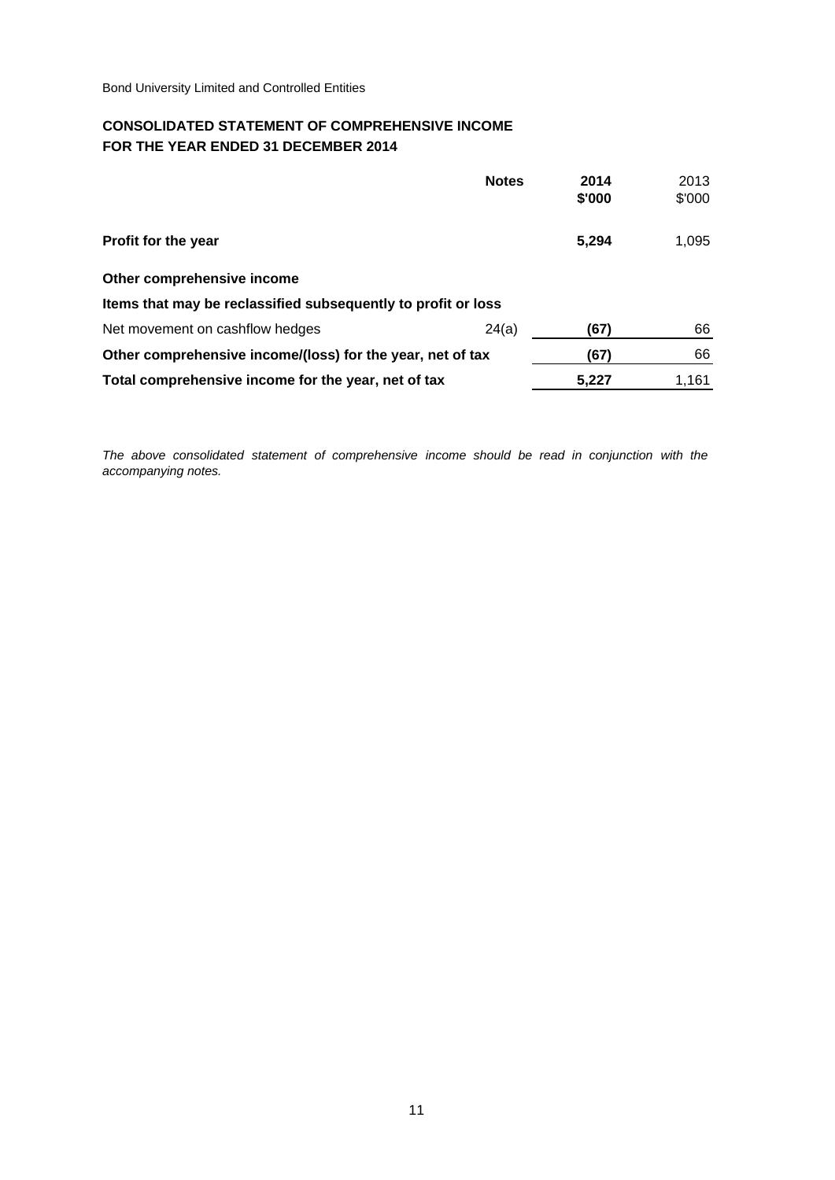Bond University Limited and Controlled Entities

## CONSOLIDATED STATEMENT OF COMPREHENSIVE INCOME
## FOR THE YEAR ENDED 31 DECEMBER 2014

| | Notes | 2014 $'000 | 2013 $'000 |
|---|---|---|---|
| **Profit for the year** | | **5,294** | 1,095 |
| **Other comprehensive income** | | | |
| **Items that may be reclassified subsequently to profit or loss** | | | |
| Net movement on cashflow hedges | 24(a) | **(67)** | 66 |
| **Other comprehensive income/(loss) for the year, net of tax** | | **(67)** | 66 |
| **Total comprehensive income for the year, net of tax** | | **5,227** | 1,161 |

*The above consolidated statement of comprehensive income should be read in conjunction with the accompanying notes.*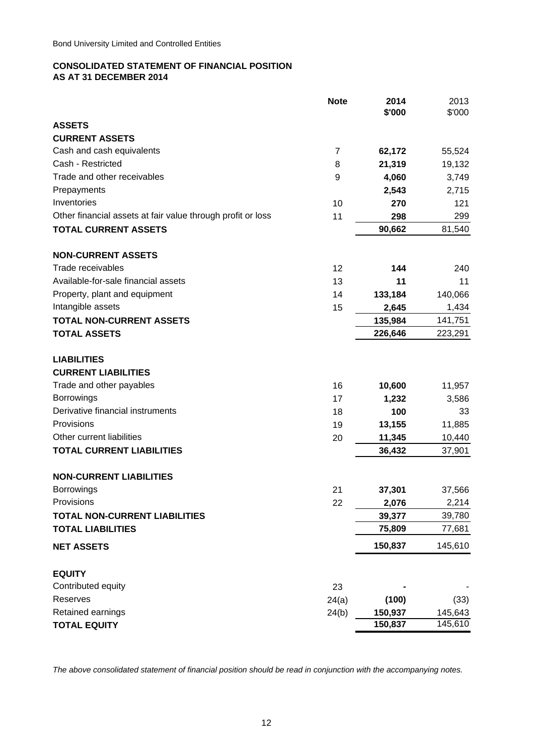Bond University Limited and Controlled Entities

**CONSOLIDATED STATEMENT OF FINANCIAL POSITION**
**AS AT 31 DECEMBER 2014**

| | Note | 2014 $'000 | 2013 $'000 |
|---|---|---|---|
| **ASSETS** | | | |
| **CURRENT ASSETS** | | | |
| Cash and cash equivalents | 7 | **62,172** | 55,524 |
| Cash - Restricted | 8 | **21,319** | 19,132 |
| Trade and other receivables | 9 | **4,060** | 3,749 |
| Prepayments | | **2,543** | 2,715 |
| Inventories | 10 | **270** | 121 |
| Other financial assets at fair value through profit or loss | 11 | **298** | 299 |
| **TOTAL CURRENT ASSETS** | | **90,662** | 81,540 |
| **NON-CURRENT ASSETS** | | | |
| Trade receivables | 12 | **144** | 240 |
| Available-for-sale financial assets | 13 | **11** | 11 |
| Property, plant and equipment | 14 | **133,184** | 140,066 |
| Intangible assets | 15 | **2,645** | 1,434 |
| **TOTAL NON-CURRENT ASSETS** | | **135,984** | 141,751 |
| **TOTAL ASSETS** | | **226,646** | 223,291 |
| **LIABILITIES** | | | |
| **CURRENT LIABILITIES** | | | |
| Trade and other payables | 16 | **10,600** | 11,957 |
| Borrowings | 17 | **1,232** | 3,586 |
| Derivative financial instruments | 18 | **100** | 33 |
| Provisions | 19 | **13,155** | 11,885 |
| Other current liabilities | 20 | **11,345** | 10,440 |
| **TOTAL CURRENT LIABILITIES** | | **36,432** | 37,901 |
| **NON-CURRENT LIABILITIES** | | | |
| Borrowings | 21 | **37,301** | 37,566 |
| Provisions | 22 | **2,076** | 2,214 |
| **TOTAL NON-CURRENT LIABILITIES** | | **39,377** | 39,780 |
| **TOTAL LIABILITIES** | | **75,809** | 77,681 |
| **NET ASSETS** | | **150,837** | 145,610 |
| **EQUITY** | | | |
| Contributed equity | 23 | **-** | - |
| Reserves | 24(a) | **(100)** | (33) |
| Retained earnings | 24(b) | **150,937** | 145,643 |
| **TOTAL EQUITY** | | **150,837** | 145,610 |

*The above consolidated statement of financial position should be read in conjunction with the accompanying notes.*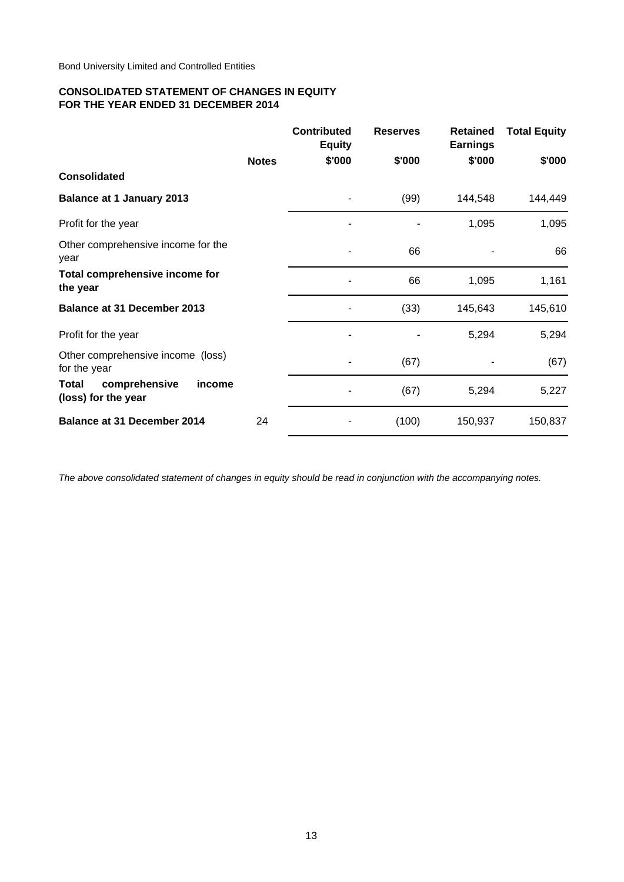Bond University Limited and Controlled Entities

**CONSOLIDATED STATEMENT OF CHANGES IN EQUITY**
**FOR THE YEAR ENDED 31 DECEMBER 2014**

| | Notes | Contributed Equity $'000 | Reserves $'000 | Retained Earnings $'000 | Total Equity $'000 |
|---|---|---|---|---|---|
| **Consolidated** | | | | | |
| **Balance at 1 January 2013** | | - | (99) | 144,548 | 144,449 |
| Profit for the year | | - | - | 1,095 | 1,095 |
| Other comprehensive income for the year | | - | 66 | - | 66 |
| **Total comprehensive income for the year** | | - | 66 | 1,095 | 1,161 |
| **Balance at 31 December 2013** | | - | (33) | 145,643 | 145,610 |
| Profit for the year | | - | - | 5,294 | 5,294 |
| Other comprehensive income (loss) for the year | | - | (67) | - | (67) |
| **Total comprehensive income (loss) for the year** | | - | (67) | 5,294 | 5,227 |
| **Balance at 31 December 2014** | 24 | - | (100) | 150,937 | 150,837 |

*The above consolidated statement of changes in equity should be read in conjunction with the accompanying notes.*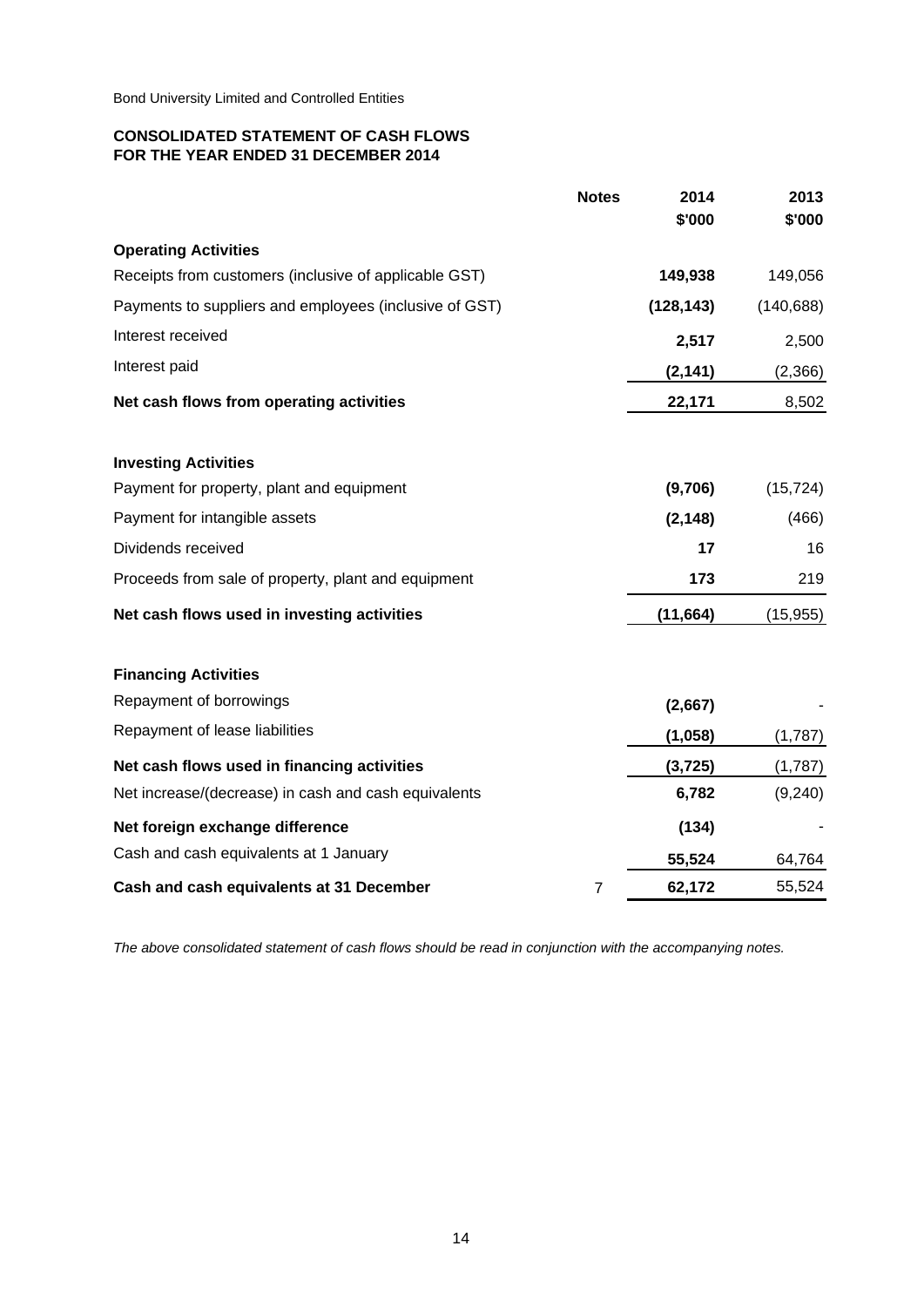Bond University Limited and Controlled Entities

**CONSOLIDATED STATEMENT OF CASH FLOWS**
**FOR THE YEAR ENDED 31 DECEMBER 2014**

| | Notes | 2014 $'000 | 2013 $'000 |
|---|---|---|---|
| **Operating Activities** | | | |
| Receipts from customers (inclusive of applicable GST) | | **149,938** | 149,056 |
| Payments to suppliers and employees (inclusive of GST) | | **(128,143)** | (140,688) |
| Interest received | | **2,517** | 2,500 |
| Interest paid | | **(2,141)** | (2,366) |
| **Net cash flows from operating activities** | | **22,171** | 8,502 |
| | | | |
| **Investing Activities** | | | |
| Payment for property, plant and equipment | | **(9,706)** | (15,724) |
| Payment for intangible assets | | **(2,148)** | (466) |
| Dividends received | | **17** | 16 |
| Proceeds from sale of property, plant and equipment | | **173** | 219 |
| **Net cash flows used in investing activities** | | **(11,664)** | (15,955) |
| | | | |
| **Financing Activities** | | | |
| Repayment of borrowings | | **(2,667)** | - |
| Repayment of lease liabilities | | **(1,058)** | (1,787) |
| **Net cash flows used in financing activities** | | **(3,725)** | (1,787) |
| Net increase/(decrease) in cash and cash equivalents | | **6,782** | (9,240) |
| **Net foreign exchange difference** | | **(134)** | - |
| Cash and cash equivalents at 1 January | | **55,524** | 64,764 |
| **Cash and cash equivalents at 31 December** | 7 | **62,172** | 55,524 |

*The above consolidated statement of cash flows should be read in conjunction with the accompanying notes.*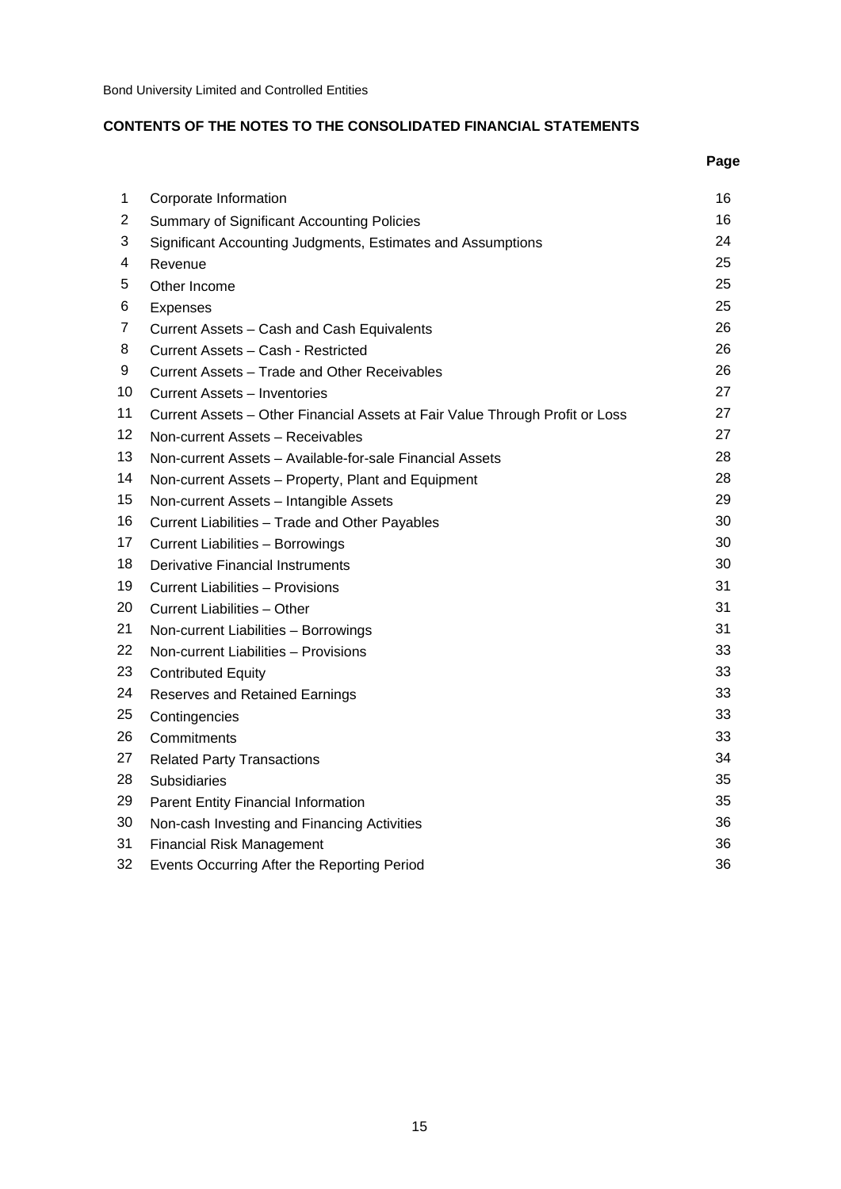Bond University Limited and Controlled Entities

## CONTENTS OF THE NOTES TO THE CONSOLIDATED FINANCIAL STATEMENTS

| | | Page |
|---|---|---|
| 1 | Corporate Information | 16 |
| 2 | Summary of Significant Accounting Policies | 16 |
| 3 | Significant Accounting Judgments, Estimates and Assumptions | 24 |
| 4 | Revenue | 25 |
| 5 | Other Income | 25 |
| 6 | Expenses | 25 |
| 7 | Current Assets – Cash and Cash Equivalents | 26 |
| 8 | Current Assets – Cash - Restricted | 26 |
| 9 | Current Assets – Trade and Other Receivables | 26 |
| 10 | Current Assets – Inventories | 27 |
| 11 | Current Assets – Other Financial Assets at Fair Value Through Profit or Loss | 27 |
| 12 | Non-current Assets – Receivables | 27 |
| 13 | Non-current Assets – Available-for-sale Financial Assets | 28 |
| 14 | Non-current Assets – Property, Plant and Equipment | 28 |
| 15 | Non-current Assets – Intangible Assets | 29 |
| 16 | Current Liabilities – Trade and Other Payables | 30 |
| 17 | Current Liabilities – Borrowings | 30 |
| 18 | Derivative Financial Instruments | 30 |
| 19 | Current Liabilities – Provisions | 31 |
| 20 | Current Liabilities – Other | 31 |
| 21 | Non-current Liabilities – Borrowings | 31 |
| 22 | Non-current Liabilities – Provisions | 33 |
| 23 | Contributed Equity | 33 |
| 24 | Reserves and Retained Earnings | 33 |
| 25 | Contingencies | 33 |
| 26 | Commitments | 33 |
| 27 | Related Party Transactions | 34 |
| 28 | Subsidiaries | 35 |
| 29 | Parent Entity Financial Information | 35 |
| 30 | Non-cash Investing and Financing Activities | 36 |
| 31 | Financial Risk Management | 36 |
| 32 | Events Occurring After the Reporting Period | 36 |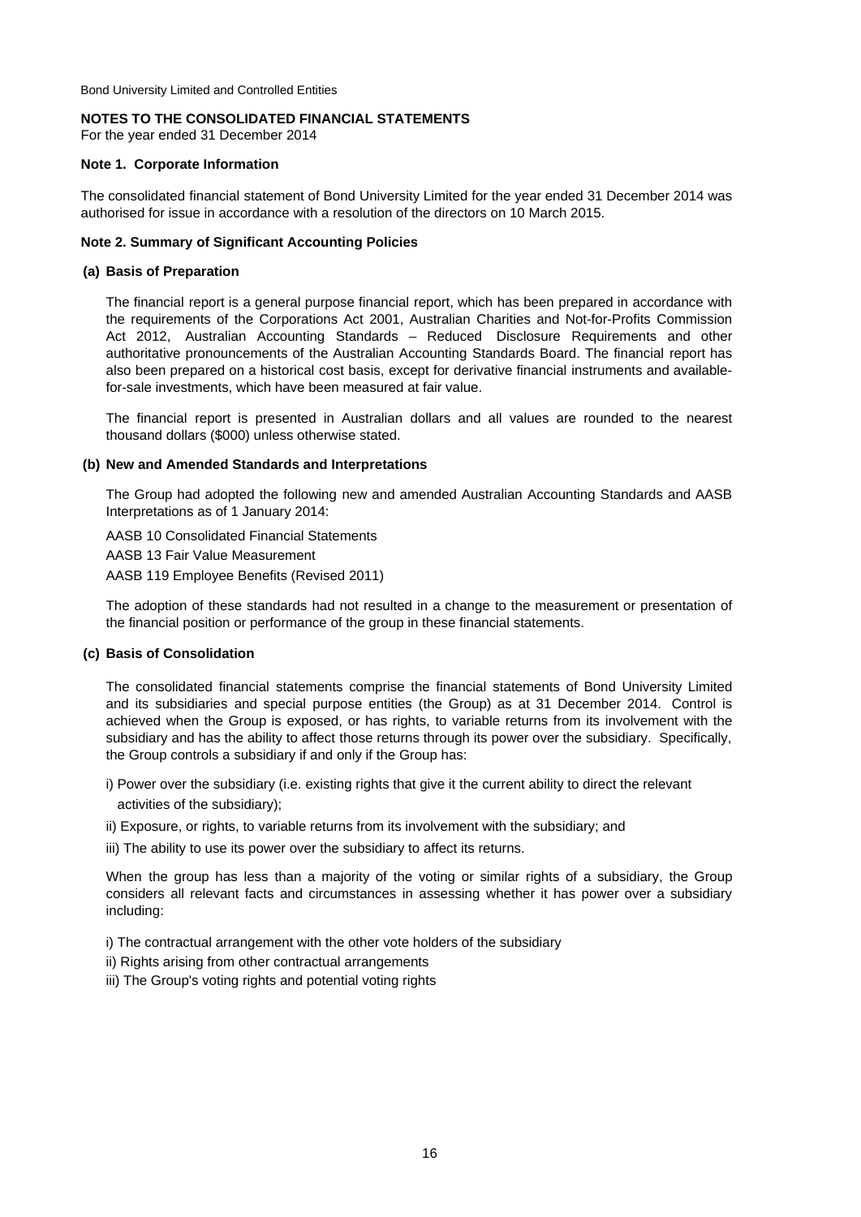Bond University Limited and Controlled Entities

**NOTES TO THE CONSOLIDATED FINANCIAL STATEMENTS**

For the year ended 31 December 2014

**Note 1. Corporate Information**

The consolidated financial statement of Bond University Limited for the year ended 31 December 2014 was authorised for issue in accordance with a resolution of the directors on 10 March 2015.

**Note 2. Summary of Significant Accounting Policies**

**(a) Basis of Preparation**

The financial report is a general purpose financial report, which has been prepared in accordance with the requirements of the Corporations Act 2001, Australian Charities and Not-for-Profits Commission Act 2012, Australian Accounting Standards – Reduced Disclosure Requirements and other authoritative pronouncements of the Australian Accounting Standards Board. The financial report has also been prepared on a historical cost basis, except for derivative financial instruments and available-for-sale investments, which have been measured at fair value.

The financial report is presented in Australian dollars and all values are rounded to the nearest thousand dollars ($000) unless otherwise stated.

**(b) New and Amended Standards and Interpretations**

The Group had adopted the following new and amended Australian Accounting Standards and AASB Interpretations as of 1 January 2014:

AASB 10 Consolidated Financial Statements

AASB 13 Fair Value Measurement

AASB 119 Employee Benefits (Revised 2011)

The adoption of these standards had not resulted in a change to the measurement or presentation of the financial position or performance of the group in these financial statements.

**(c) Basis of Consolidation**

The consolidated financial statements comprise the financial statements of Bond University Limited and its subsidiaries and special purpose entities (the Group) as at 31 December 2014. Control is achieved when the Group is exposed, or has rights, to variable returns from its involvement with the subsidiary and has the ability to affect those returns through its power over the subsidiary. Specifically, the Group controls a subsidiary if and only if the Group has:

i) Power over the subsidiary (i.e. existing rights that give it the current ability to direct the relevant activities of the subsidiary);

ii) Exposure, or rights, to variable returns from its involvement with the subsidiary; and

iii) The ability to use its power over the subsidiary to affect its returns.

When the group has less than a majority of the voting or similar rights of a subsidiary, the Group considers all relevant facts and circumstances in assessing whether it has power over a subsidiary including:

i) The contractual arrangement with the other vote holders of the subsidiary

ii) Rights arising from other contractual arrangements

iii) The Group's voting rights and potential voting rights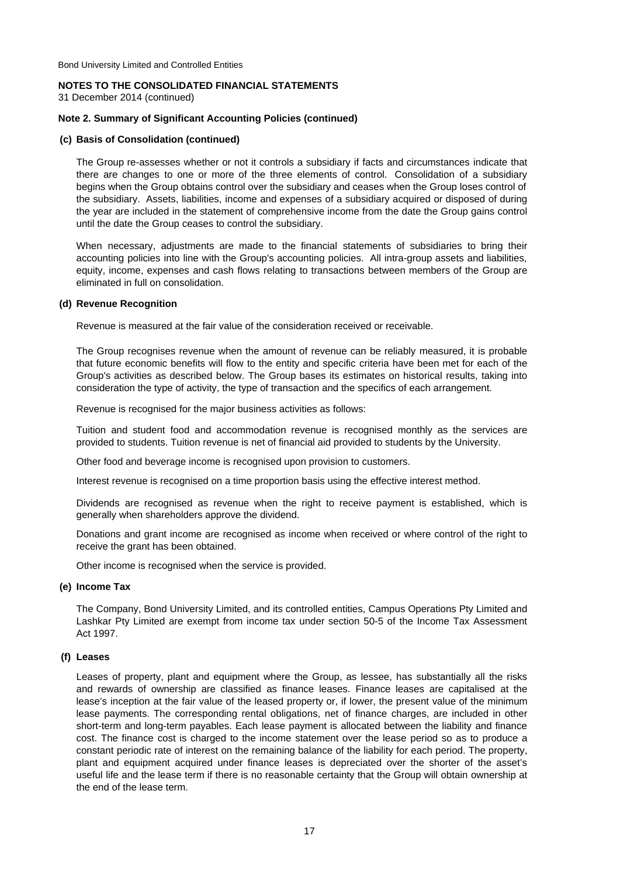Bond University Limited and Controlled Entities

**NOTES TO THE CONSOLIDATED FINANCIAL STATEMENTS**
31 December 2014 (continued)

**Note 2. Summary of Significant Accounting Policies (continued)**

**(c) Basis of Consolidation (continued)**

The Group re-assesses whether or not it controls a subsidiary if facts and circumstances indicate that there are changes to one or more of the three elements of control. Consolidation of a subsidiary begins when the Group obtains control over the subsidiary and ceases when the Group loses control of the subsidiary. Assets, liabilities, income and expenses of a subsidiary acquired or disposed of during the year are included in the statement of comprehensive income from the date the Group gains control until the date the Group ceases to control the subsidiary.

When necessary, adjustments are made to the financial statements of subsidiaries to bring their accounting policies into line with the Group's accounting policies. All intra-group assets and liabilities, equity, income, expenses and cash flows relating to transactions between members of the Group are eliminated in full on consolidation.

**(d) Revenue Recognition**

Revenue is measured at the fair value of the consideration received or receivable.

The Group recognises revenue when the amount of revenue can be reliably measured, it is probable that future economic benefits will flow to the entity and specific criteria have been met for each of the Group's activities as described below. The Group bases its estimates on historical results, taking into consideration the type of activity, the type of transaction and the specifics of each arrangement.

Revenue is recognised for the major business activities as follows:

Tuition and student food and accommodation revenue is recognised monthly as the services are provided to students. Tuition revenue is net of financial aid provided to students by the University.

Other food and beverage income is recognised upon provision to customers.

Interest revenue is recognised on a time proportion basis using the effective interest method.

Dividends are recognised as revenue when the right to receive payment is established, which is generally when shareholders approve the dividend.

Donations and grant income are recognised as income when received or where control of the right to receive the grant has been obtained.

Other income is recognised when the service is provided.

**(e) Income Tax**

The Company, Bond University Limited, and its controlled entities, Campus Operations Pty Limited and Lashkar Pty Limited are exempt from income tax under section 50-5 of the Income Tax Assessment Act 1997.

**(f) Leases**

Leases of property, plant and equipment where the Group, as lessee, has substantially all the risks and rewards of ownership are classified as finance leases. Finance leases are capitalised at the lease's inception at the fair value of the leased property or, if lower, the present value of the minimum lease payments. The corresponding rental obligations, net of finance charges, are included in other short-term and long-term payables. Each lease payment is allocated between the liability and finance cost. The finance cost is charged to the income statement over the lease period so as to produce a constant periodic rate of interest on the remaining balance of the liability for each period. The property, plant and equipment acquired under finance leases is depreciated over the shorter of the asset's useful life and the lease term if there is no reasonable certainty that the Group will obtain ownership at the end of the lease term.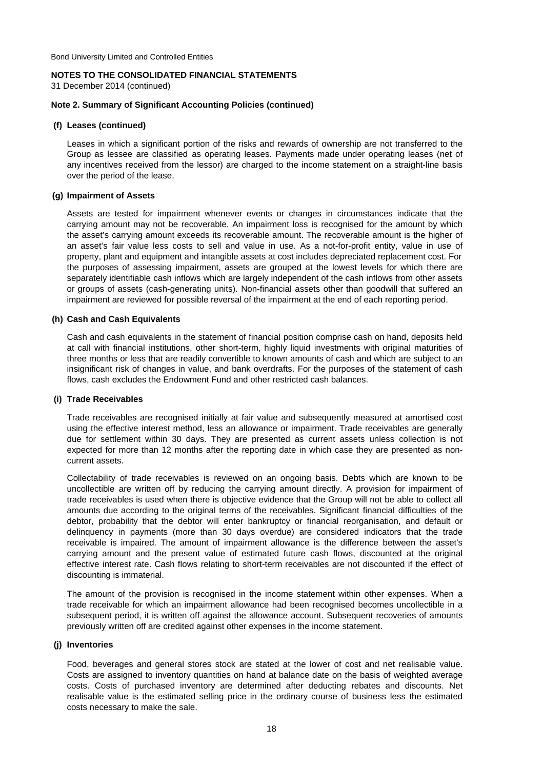Bond University Limited and Controlled Entities

**NOTES TO THE CONSOLIDATED FINANCIAL STATEMENTS**
31 December 2014 (continued)

**Note 2. Summary of Significant Accounting Policies (continued)**

**(f) Leases (continued)**

Leases in which a significant portion of the risks and rewards of ownership are not transferred to the Group as lessee are classified as operating leases. Payments made under operating leases (net of any incentives received from the lessor) are charged to the income statement on a straight-line basis over the period of the lease.

**(g) Impairment of Assets**

Assets are tested for impairment whenever events or changes in circumstances indicate that the carrying amount may not be recoverable. An impairment loss is recognised for the amount by which the asset's carrying amount exceeds its recoverable amount. The recoverable amount is the higher of an asset's fair value less costs to sell and value in use. As a not-for-profit entity, value in use of property, plant and equipment and intangible assets at cost includes depreciated replacement cost. For the purposes of assessing impairment, assets are grouped at the lowest levels for which there are separately identifiable cash inflows which are largely independent of the cash inflows from other assets or groups of assets (cash-generating units). Non-financial assets other than goodwill that suffered an impairment are reviewed for possible reversal of the impairment at the end of each reporting period.

**(h) Cash and Cash Equivalents**

Cash and cash equivalents in the statement of financial position comprise cash on hand, deposits held at call with financial institutions, other short-term, highly liquid investments with original maturities of three months or less that are readily convertible to known amounts of cash and which are subject to an insignificant risk of changes in value, and bank overdrafts. For the purposes of the statement of cash flows, cash excludes the Endowment Fund and other restricted cash balances.

**(i) Trade Receivables**

Trade receivables are recognised initially at fair value and subsequently measured at amortised cost using the effective interest method, less an allowance or impairment. Trade receivables are generally due for settlement within 30 days. They are presented as current assets unless collection is not expected for more than 12 months after the reporting date in which case they are presented as non-current assets.

Collectability of trade receivables is reviewed on an ongoing basis. Debts which are known to be uncollectible are written off by reducing the carrying amount directly. A provision for impairment of trade receivables is used when there is objective evidence that the Group will not be able to collect all amounts due according to the original terms of the receivables. Significant financial difficulties of the debtor, probability that the debtor will enter bankruptcy or financial reorganisation, and default or delinquency in payments (more than 30 days overdue) are considered indicators that the trade receivable is impaired. The amount of impairment allowance is the difference between the asset's carrying amount and the present value of estimated future cash flows, discounted at the original effective interest rate. Cash flows relating to short-term receivables are not discounted if the effect of discounting is immaterial.

The amount of the provision is recognised in the income statement within other expenses. When a trade receivable for which an impairment allowance had been recognised becomes uncollectible in a subsequent period, it is written off against the allowance account. Subsequent recoveries of amounts previously written off are credited against other expenses in the income statement.

**(j) Inventories**

Food, beverages and general stores stock are stated at the lower of cost and net realisable value. Costs are assigned to inventory quantities on hand at balance date on the basis of weighted average costs. Costs of purchased inventory are determined after deducting rebates and discounts. Net realisable value is the estimated selling price in the ordinary course of business less the estimated costs necessary to make the sale.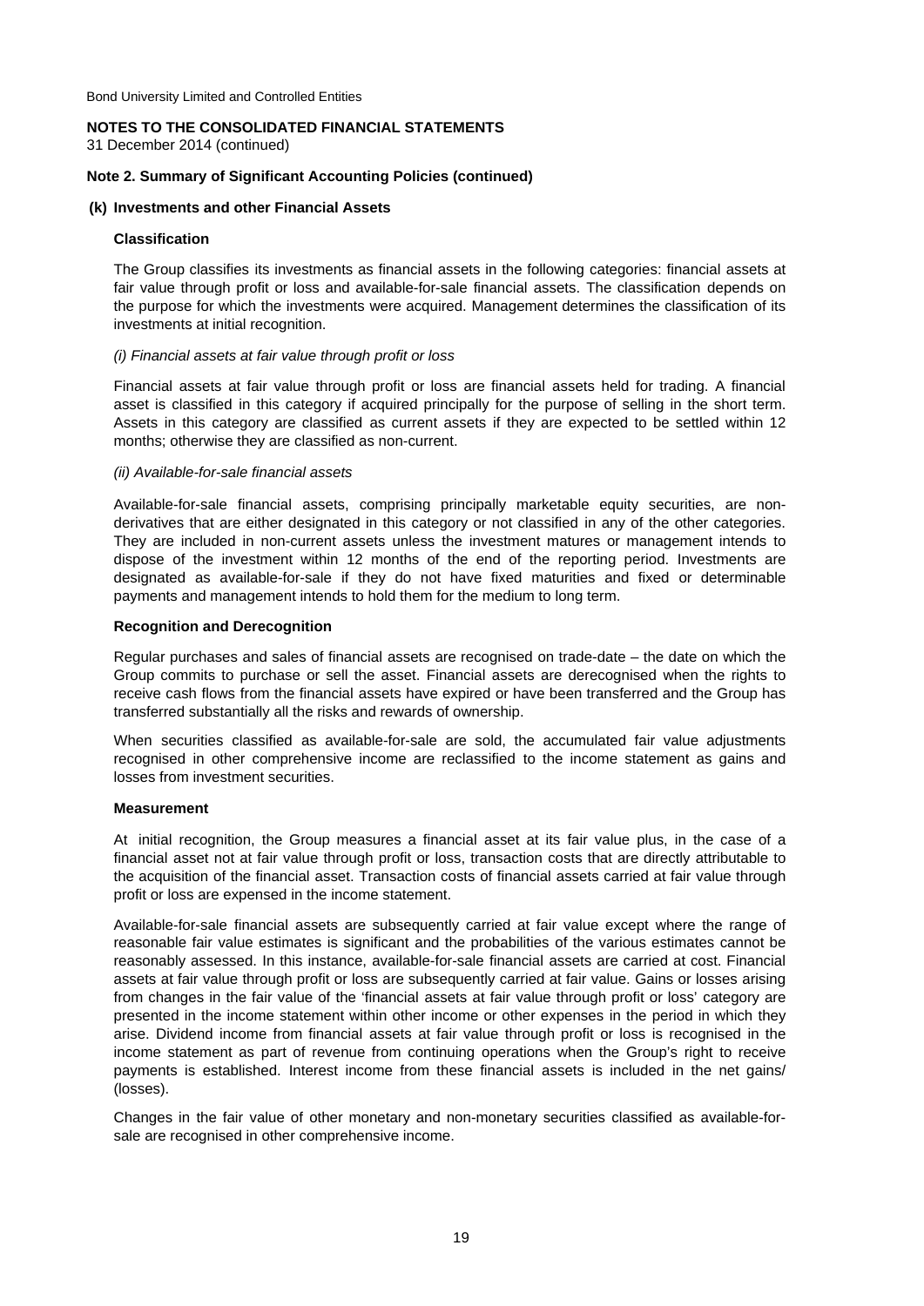Bond University Limited and Controlled Entities

**NOTES TO THE CONSOLIDATED FINANCIAL STATEMENTS**
31 December 2014 (continued)

**Note 2. Summary of Significant Accounting Policies (continued)**

**(k) Investments and other Financial Assets**

**Classification**

The Group classifies its investments as financial assets in the following categories: financial assets at fair value through profit or loss and available-for-sale financial assets. The classification depends on the purpose for which the investments were acquired. Management determines the classification of its investments at initial recognition.

*(i) Financial assets at fair value through profit or loss*

Financial assets at fair value through profit or loss are financial assets held for trading. A financial asset is classified in this category if acquired principally for the purpose of selling in the short term. Assets in this category are classified as current assets if they are expected to be settled within 12 months; otherwise they are classified as non-current.

*(ii) Available-for-sale financial assets*

Available-for-sale financial assets, comprising principally marketable equity securities, are non-derivatives that are either designated in this category or not classified in any of the other categories. They are included in non-current assets unless the investment matures or management intends to dispose of the investment within 12 months of the end of the reporting period. Investments are designated as available-for-sale if they do not have fixed maturities and fixed or determinable payments and management intends to hold them for the medium to long term.

**Recognition and Derecognition**

Regular purchases and sales of financial assets are recognised on trade-date – the date on which the Group commits to purchase or sell the asset. Financial assets are derecognised when the rights to receive cash flows from the financial assets have expired or have been transferred and the Group has transferred substantially all the risks and rewards of ownership.

When securities classified as available-for-sale are sold, the accumulated fair value adjustments recognised in other comprehensive income are reclassified to the income statement as gains and losses from investment securities.

**Measurement**

At initial recognition, the Group measures a financial asset at its fair value plus, in the case of a financial asset not at fair value through profit or loss, transaction costs that are directly attributable to the acquisition of the financial asset. Transaction costs of financial assets carried at fair value through profit or loss are expensed in the income statement.

Available-for-sale financial assets are subsequently carried at fair value except where the range of reasonable fair value estimates is significant and the probabilities of the various estimates cannot be reasonably assessed. In this instance, available-for-sale financial assets are carried at cost. Financial assets at fair value through profit or loss are subsequently carried at fair value. Gains or losses arising from changes in the fair value of the 'financial assets at fair value through profit or loss' category are presented in the income statement within other income or other expenses in the period in which they arise. Dividend income from financial assets at fair value through profit or loss is recognised in the income statement as part of revenue from continuing operations when the Group's right to receive payments is established. Interest income from these financial assets is included in the net gains/ (losses).

Changes in the fair value of other monetary and non-monetary securities classified as available-for-sale are recognised in other comprehensive income.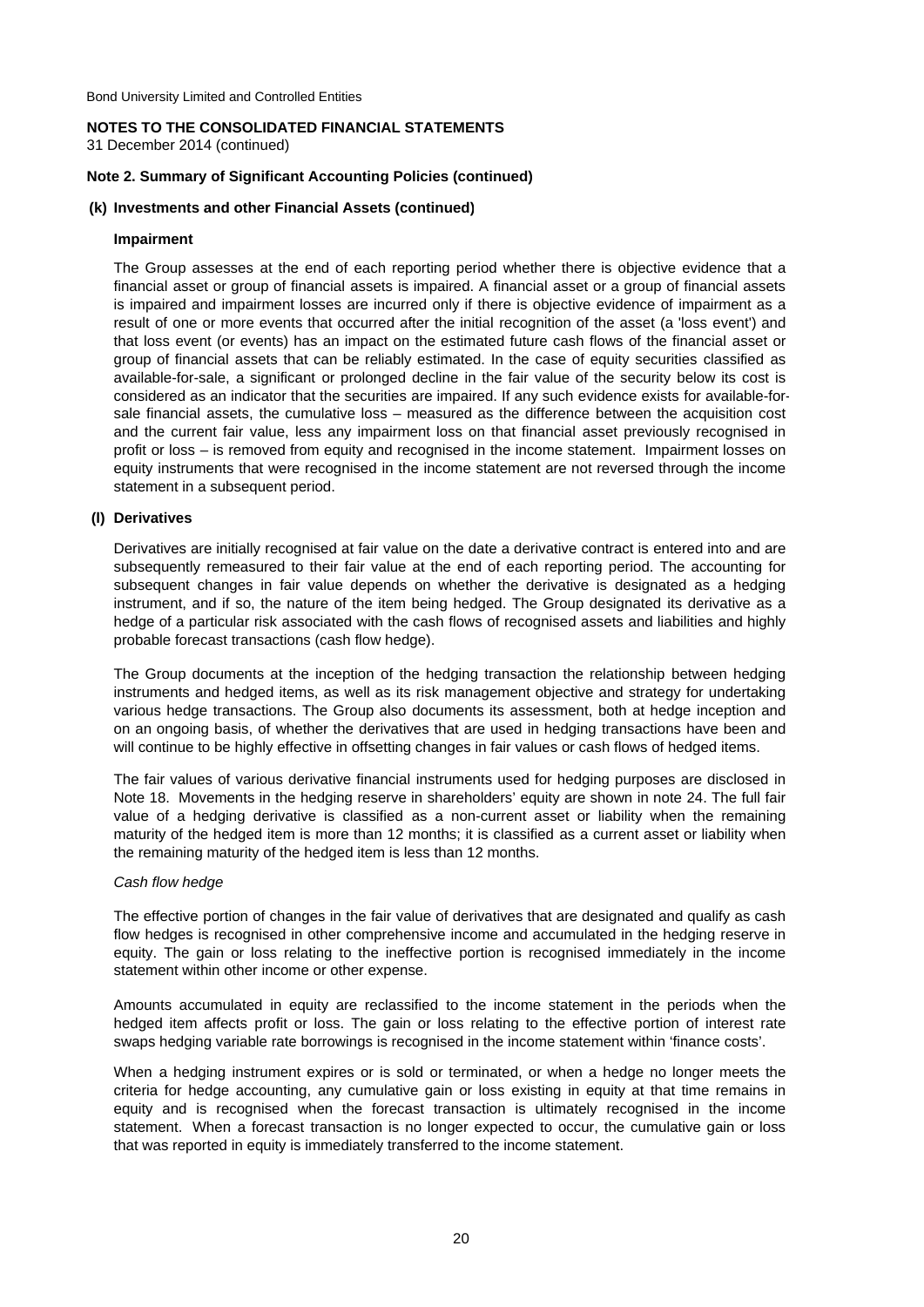Bond University Limited and Controlled Entities

**NOTES TO THE CONSOLIDATED FINANCIAL STATEMENTS**
31 December 2014 (continued)

**Note 2. Summary of Significant Accounting Policies (continued)**

**(k) Investments and other Financial Assets (continued)**

**Impairment**

The Group assesses at the end of each reporting period whether there is objective evidence that a financial asset or group of financial assets is impaired. A financial asset or a group of financial assets is impaired and impairment losses are incurred only if there is objective evidence of impairment as a result of one or more events that occurred after the initial recognition of the asset (a 'loss event') and that loss event (or events) has an impact on the estimated future cash flows of the financial asset or group of financial assets that can be reliably estimated. In the case of equity securities classified as available-for-sale, a significant or prolonged decline in the fair value of the security below its cost is considered as an indicator that the securities are impaired. If any such evidence exists for available-for-sale financial assets, the cumulative loss – measured as the difference between the acquisition cost and the current fair value, less any impairment loss on that financial asset previously recognised in profit or loss – is removed from equity and recognised in the income statement. Impairment losses on equity instruments that were recognised in the income statement are not reversed through the income statement in a subsequent period.

**(l) Derivatives**

Derivatives are initially recognised at fair value on the date a derivative contract is entered into and are subsequently remeasured to their fair value at the end of each reporting period. The accounting for subsequent changes in fair value depends on whether the derivative is designated as a hedging instrument, and if so, the nature of the item being hedged. The Group designated its derivative as a hedge of a particular risk associated with the cash flows of recognised assets and liabilities and highly probable forecast transactions (cash flow hedge).

The Group documents at the inception of the hedging transaction the relationship between hedging instruments and hedged items, as well as its risk management objective and strategy for undertaking various hedge transactions. The Group also documents its assessment, both at hedge inception and on an ongoing basis, of whether the derivatives that are used in hedging transactions have been and will continue to be highly effective in offsetting changes in fair values or cash flows of hedged items.

The fair values of various derivative financial instruments used for hedging purposes are disclosed in Note 18. Movements in the hedging reserve in shareholders' equity are shown in note 24. The full fair value of a hedging derivative is classified as a non-current asset or liability when the remaining maturity of the hedged item is more than 12 months; it is classified as a current asset or liability when the remaining maturity of the hedged item is less than 12 months.

*Cash flow hedge*

The effective portion of changes in the fair value of derivatives that are designated and qualify as cash flow hedges is recognised in other comprehensive income and accumulated in the hedging reserve in equity. The gain or loss relating to the ineffective portion is recognised immediately in the income statement within other income or other expense.

Amounts accumulated in equity are reclassified to the income statement in the periods when the hedged item affects profit or loss. The gain or loss relating to the effective portion of interest rate swaps hedging variable rate borrowings is recognised in the income statement within 'finance costs'.

When a hedging instrument expires or is sold or terminated, or when a hedge no longer meets the criteria for hedge accounting, any cumulative gain or loss existing in equity at that time remains in equity and is recognised when the forecast transaction is ultimately recognised in the income statement. When a forecast transaction is no longer expected to occur, the cumulative gain or loss that was reported in equity is immediately transferred to the income statement.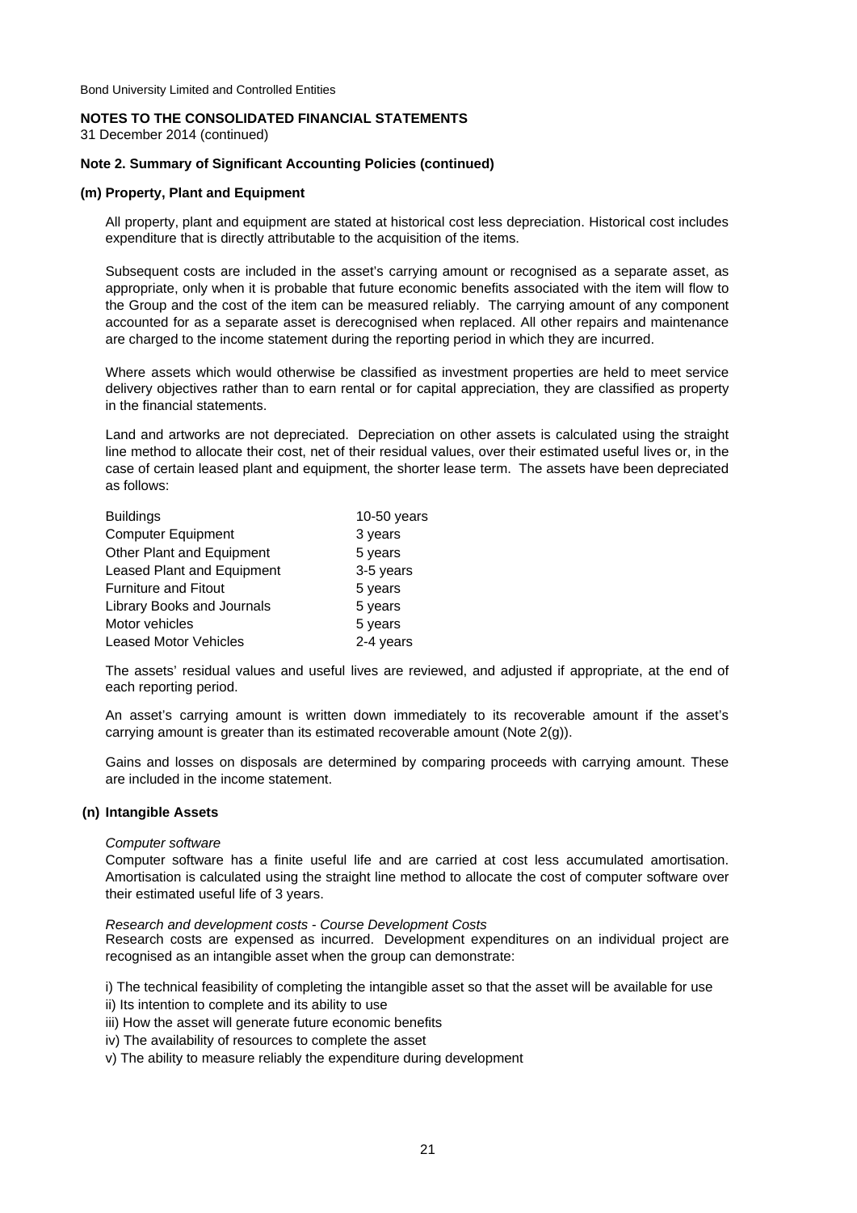Bond University Limited and Controlled Entities

**NOTES TO THE CONSOLIDATED FINANCIAL STATEMENTS**
31 December 2014 (continued)

**Note 2. Summary of Significant Accounting Policies (continued)**

**(m) Property, Plant and Equipment**

All property, plant and equipment are stated at historical cost less depreciation. Historical cost includes expenditure that is directly attributable to the acquisition of the items.

Subsequent costs are included in the asset's carrying amount or recognised as a separate asset, as appropriate, only when it is probable that future economic benefits associated with the item will flow to the Group and the cost of the item can be measured reliably. The carrying amount of any component accounted for as a separate asset is derecognised when replaced. All other repairs and maintenance are charged to the income statement during the reporting period in which they are incurred.

Where assets which would otherwise be classified as investment properties are held to meet service delivery objectives rather than to earn rental or for capital appreciation, they are classified as property in the financial statements.

Land and artworks are not depreciated. Depreciation on other assets is calculated using the straight line method to allocate their cost, net of their residual values, over their estimated useful lives or, in the case of certain leased plant and equipment, the shorter lease term. The assets have been depreciated as follows:

| | |
|---|---|
| Buildings | 10-50 years |
| Computer Equipment | 3 years |
| Other Plant and Equipment | 5 years |
| Leased Plant and Equipment | 3-5 years |
| Furniture and Fitout | 5 years |
| Library Books and Journals | 5 years |
| Motor vehicles | 5 years |
| Leased Motor Vehicles | 2-4 years |

The assets' residual values and useful lives are reviewed, and adjusted if appropriate, at the end of each reporting period.

An asset's carrying amount is written down immediately to its recoverable amount if the asset's carrying amount is greater than its estimated recoverable amount (Note 2(g)).

Gains and losses on disposals are determined by comparing proceeds with carrying amount. These are included in the income statement.

**(n) Intangible Assets**

*Computer software*
Computer software has a finite useful life and are carried at cost less accumulated amortisation. Amortisation is calculated using the straight line method to allocate the cost of computer software over their estimated useful life of 3 years.

*Research and development costs - Course Development Costs*
Research costs are expensed as incurred. Development expenditures on an individual project are recognised as an intangible asset when the group can demonstrate:

i) The technical feasibility of completing the intangible asset so that the asset will be available for use
ii) Its intention to complete and its ability to use
iii) How the asset will generate future economic benefits
iv) The availability of resources to complete the asset
v) The ability to measure reliably the expenditure during development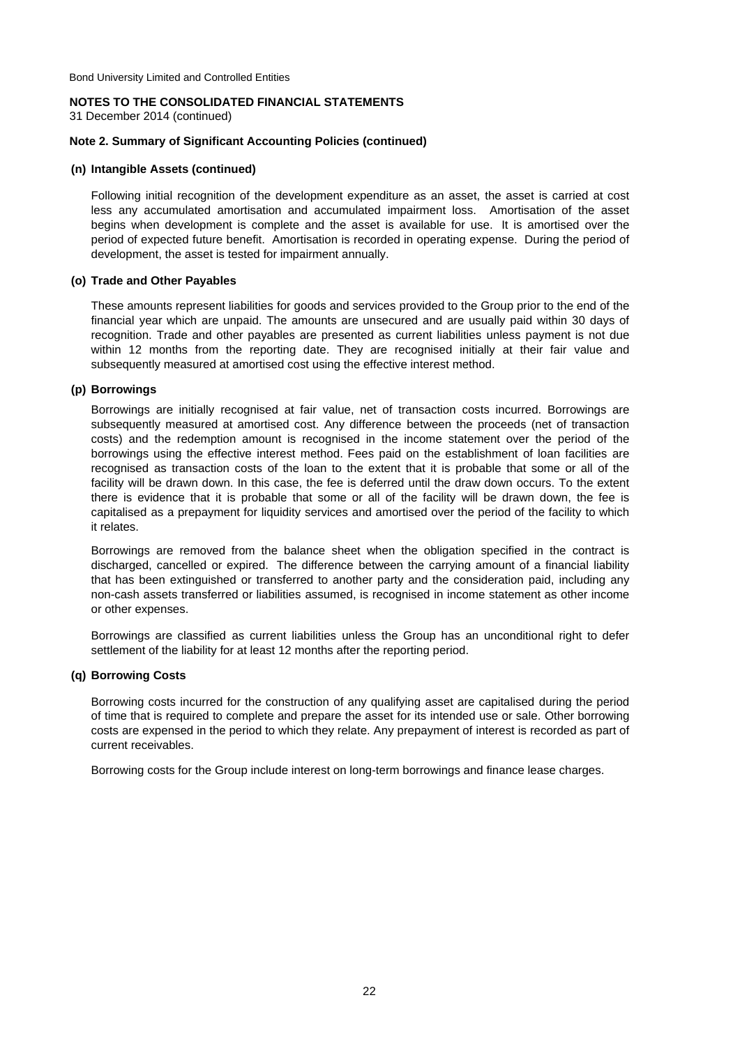Bond University Limited and Controlled Entities

**NOTES TO THE CONSOLIDATED FINANCIAL STATEMENTS**
31 December 2014 (continued)

**Note 2. Summary of Significant Accounting Policies (continued)**

**(n) Intangible Assets (continued)**

Following initial recognition of the development expenditure as an asset, the asset is carried at cost less any accumulated amortisation and accumulated impairment loss. Amortisation of the asset begins when development is complete and the asset is available for use. It is amortised over the period of expected future benefit. Amortisation is recorded in operating expense. During the period of development, the asset is tested for impairment annually.

**(o) Trade and Other Payables**

These amounts represent liabilities for goods and services provided to the Group prior to the end of the financial year which are unpaid. The amounts are unsecured and are usually paid within 30 days of recognition. Trade and other payables are presented as current liabilities unless payment is not due within 12 months from the reporting date. They are recognised initially at their fair value and subsequently measured at amortised cost using the effective interest method.

**(p) Borrowings**

Borrowings are initially recognised at fair value, net of transaction costs incurred. Borrowings are subsequently measured at amortised cost. Any difference between the proceeds (net of transaction costs) and the redemption amount is recognised in the income statement over the period of the borrowings using the effective interest method. Fees paid on the establishment of loan facilities are recognised as transaction costs of the loan to the extent that it is probable that some or all of the facility will be drawn down. In this case, the fee is deferred until the draw down occurs. To the extent there is evidence that it is probable that some or all of the facility will be drawn down, the fee is capitalised as a prepayment for liquidity services and amortised over the period of the facility to which it relates.

Borrowings are removed from the balance sheet when the obligation specified in the contract is discharged, cancelled or expired. The difference between the carrying amount of a financial liability that has been extinguished or transferred to another party and the consideration paid, including any non-cash assets transferred or liabilities assumed, is recognised in income statement as other income or other expenses.

Borrowings are classified as current liabilities unless the Group has an unconditional right to defer settlement of the liability for at least 12 months after the reporting period.

**(q) Borrowing Costs**

Borrowing costs incurred for the construction of any qualifying asset are capitalised during the period of time that is required to complete and prepare the asset for its intended use or sale. Other borrowing costs are expensed in the period to which they relate. Any prepayment of interest is recorded as part of current receivables.

Borrowing costs for the Group include interest on long-term borrowings and finance lease charges.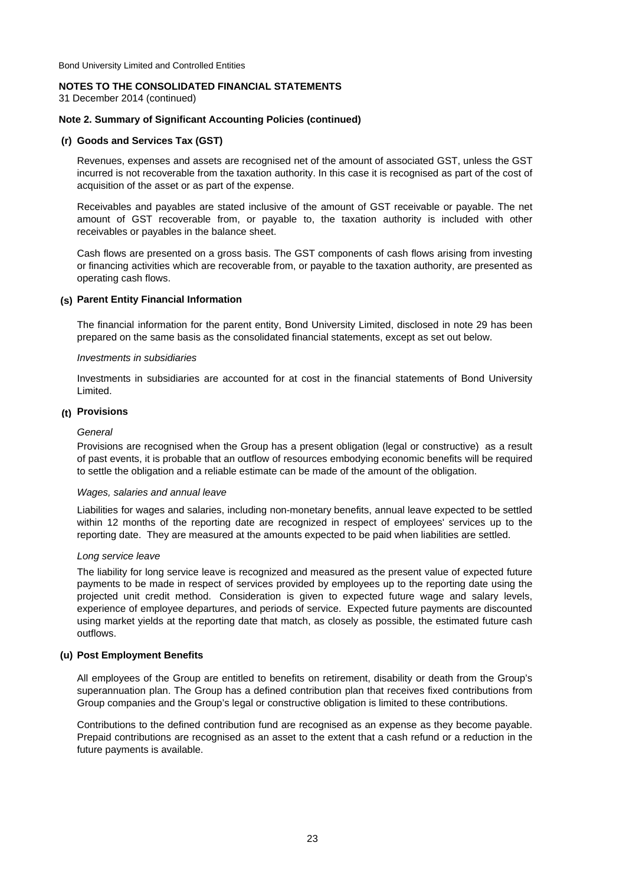Bond University Limited and Controlled Entities

**NOTES TO THE CONSOLIDATED FINANCIAL STATEMENTS**
31 December 2014 (continued)

**Note 2. Summary of Significant Accounting Policies (continued)**

**(r) Goods and Services Tax (GST)**

Revenues, expenses and assets are recognised net of the amount of associated GST, unless the GST incurred is not recoverable from the taxation authority. In this case it is recognised as part of the cost of acquisition of the asset or as part of the expense.

Receivables and payables are stated inclusive of the amount of GST receivable or payable. The net amount of GST recoverable from, or payable to, the taxation authority is included with other receivables or payables in the balance sheet.

Cash flows are presented on a gross basis. The GST components of cash flows arising from investing or financing activities which are recoverable from, or payable to the taxation authority, are presented as operating cash flows.

**(s) Parent Entity Financial Information**

The financial information for the parent entity, Bond University Limited, disclosed in note 29 has been prepared on the same basis as the consolidated financial statements, except as set out below.

*Investments in subsidiaries*

Investments in subsidiaries are accounted for at cost in the financial statements of Bond University Limited.

**(t) Provisions**

*General*

Provisions are recognised when the Group has a present obligation (legal or constructive) as a result of past events, it is probable that an outflow of resources embodying economic benefits will be required to settle the obligation and a reliable estimate can be made of the amount of the obligation.

*Wages, salaries and annual leave*

Liabilities for wages and salaries, including non-monetary benefits, annual leave expected to be settled within 12 months of the reporting date are recognized in respect of employees' services up to the reporting date. They are measured at the amounts expected to be paid when liabilities are settled.

*Long service leave*

The liability for long service leave is recognized and measured as the present value of expected future payments to be made in respect of services provided by employees up to the reporting date using the projected unit credit method. Consideration is given to expected future wage and salary levels, experience of employee departures, and periods of service. Expected future payments are discounted using market yields at the reporting date that match, as closely as possible, the estimated future cash outflows.

**(u) Post Employment Benefits**

All employees of the Group are entitled to benefits on retirement, disability or death from the Group's superannuation plan. The Group has a defined contribution plan that receives fixed contributions from Group companies and the Group's legal or constructive obligation is limited to these contributions.

Contributions to the defined contribution fund are recognised as an expense as they become payable. Prepaid contributions are recognised as an asset to the extent that a cash refund or a reduction in the future payments is available.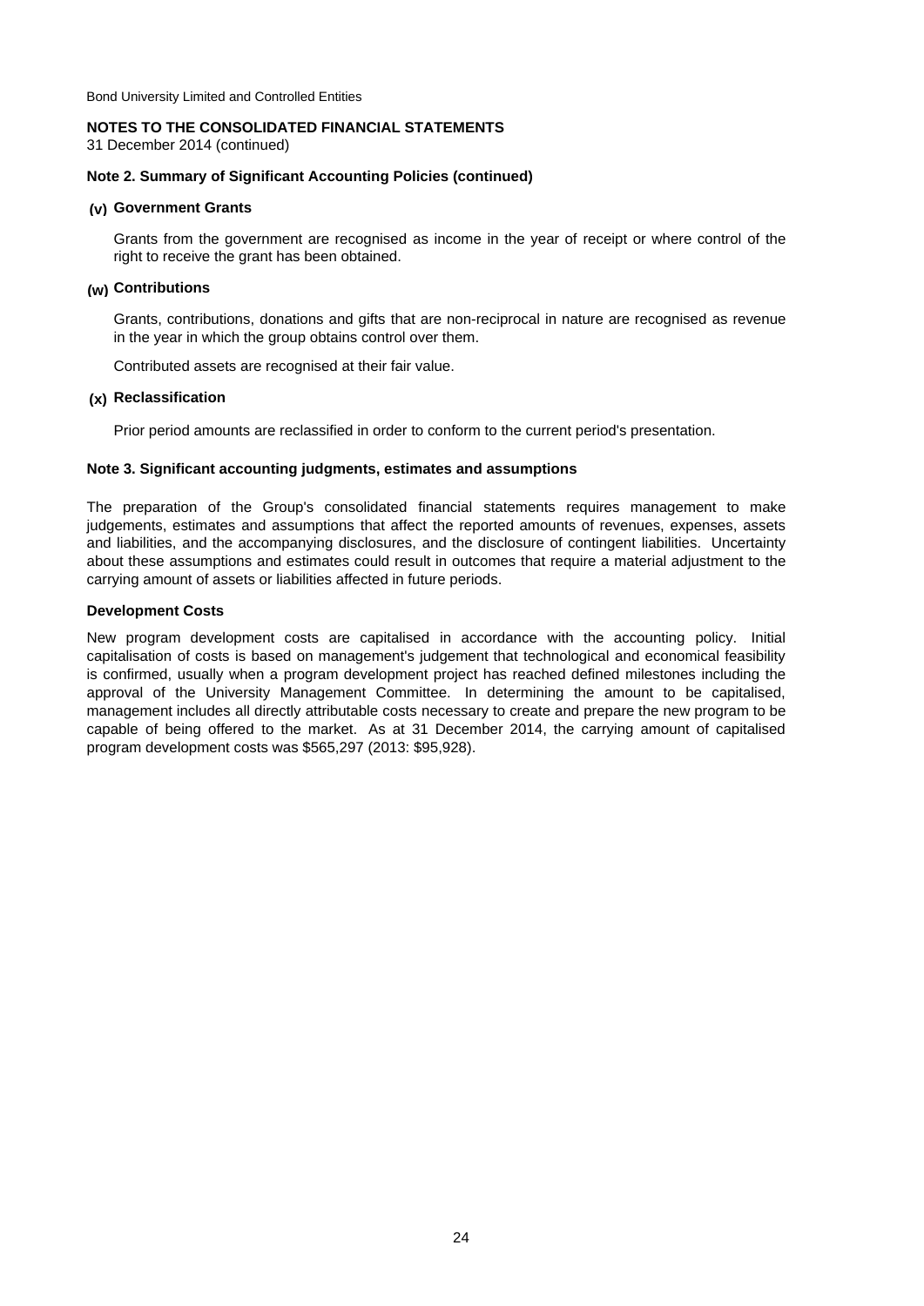**NOTES TO THE CONSOLIDATED FINANCIAL STATEMENTS**
31 December 2014 (continued)

**Note 2. Summary of Significant Accounting Policies (continued)**

**(v) Government Grants**

Grants from the government are recognised as income in the year of receipt or where control of the right to receive the grant has been obtained.

**(w) Contributions**

Grants, contributions, donations and gifts that are non-reciprocal in nature are recognised as revenue in the year in which the group obtains control over them.

Contributed assets are recognised at their fair value.

**(x) Reclassification**

Prior period amounts are reclassified in order to conform to the current period's presentation.

**Note 3. Significant accounting judgments, estimates and assumptions**

The preparation of the Group's consolidated financial statements requires management to make judgements, estimates and assumptions that affect the reported amounts of revenues, expenses, assets and liabilities, and the accompanying disclosures, and the disclosure of contingent liabilities. Uncertainty about these assumptions and estimates could result in outcomes that require a material adjustment to the carrying amount of assets or liabilities affected in future periods.

**Development Costs**

New program development costs are capitalised in accordance with the accounting policy. Initial capitalisation of costs is based on management's judgement that technological and economical feasibility is confirmed, usually when a program development project has reached defined milestones including the approval of the University Management Committee. In determining the amount to be capitalised, management includes all directly attributable costs necessary to create and prepare the new program to be capable of being offered to the market. As at 31 December 2014, the carrying amount of capitalised program development costs was $565,297 (2013: $95,928).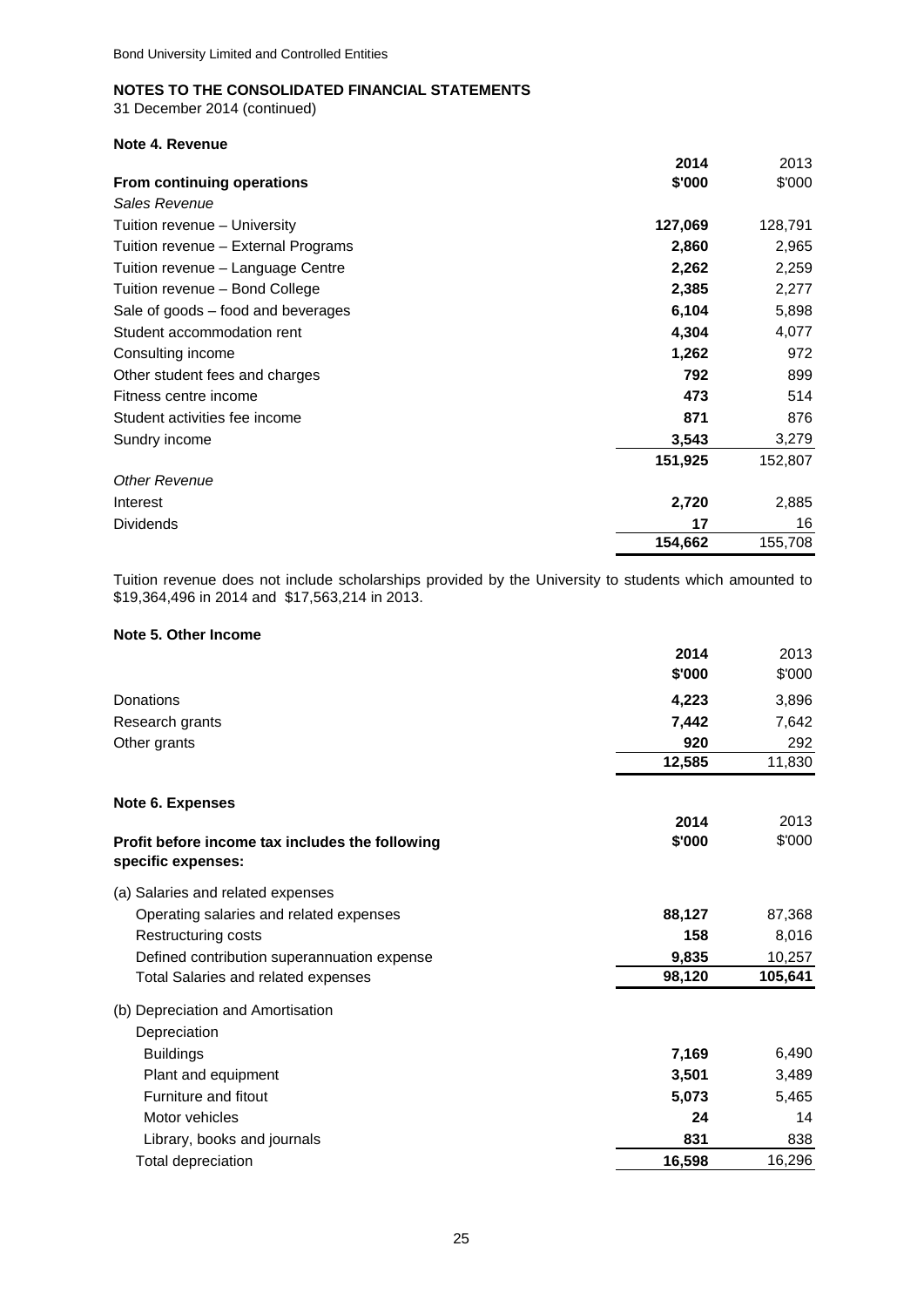Bond University Limited and Controlled Entities

**NOTES TO THE CONSOLIDATED FINANCIAL STATEMENTS**
31 December 2014 (continued)

**Note 4. Revenue**

| | 2014 | 2013 |
|---|---|---|
| **From continuing operations** | **\$'000** | \$'000 |
| *Sales Revenue* | | |
| Tuition revenue – University | **127,069** | 128,791 |
| Tuition revenue – External Programs | **2,860** | 2,965 |
| Tuition revenue – Language Centre | **2,262** | 2,259 |
| Tuition revenue – Bond College | **2,385** | 2,277 |
| Sale of goods – food and beverages | **6,104** | 5,898 |
| Student accommodation rent | **4,304** | 4,077 |
| Consulting income | **1,262** | 972 |
| Other student fees and charges | **792** | 899 |
| Fitness centre income | **473** | 514 |
| Student activities fee income | **871** | 876 |
| Sundry income | **3,543** | 3,279 |
| | **151,925** | 152,807 |
| *Other Revenue* | | |
| Interest | **2,720** | 2,885 |
| Dividends | **17** | 16 |
| | **154,662** | 155,708 |

Tuition revenue does not include scholarships provided by the University to students which amounted to \$19,364,496 in 2014 and \$17,563,214 in 2013.

**Note 5. Other Income**

| | 2014 | 2013 |
|---|---|---|
| | **\$'000** | \$'000 |
| Donations | **4,223** | 3,896 |
| Research grants | **7,442** | 7,642 |
| Other grants | **920** | 292 |
| | **12,585** | 11,830 |

**Note 6. Expenses**

| | 2014 | 2013 |
|---|---|---|
| **Profit before income tax includes the following specific expenses:** | **\$'000** | \$'000 |
| (a) Salaries and related expenses | | |
| Operating salaries and related expenses | **88,127** | 87,368 |
| Restructuring costs | **158** | 8,016 |
| Defined contribution superannuation expense | **9,835** | 10,257 |
| Total Salaries and related expenses | **98,120** | **105,641** |
| (b) Depreciation and Amortisation | | |
| Depreciation | | |
| Buildings | **7,169** | 6,490 |
| Plant and equipment | **3,501** | 3,489 |
| Furniture and fitout | **5,073** | 5,465 |
| Motor vehicles | **24** | 14 |
| Library, books and journals | **831** | 838 |
| Total depreciation | **16,598** | 16,296 |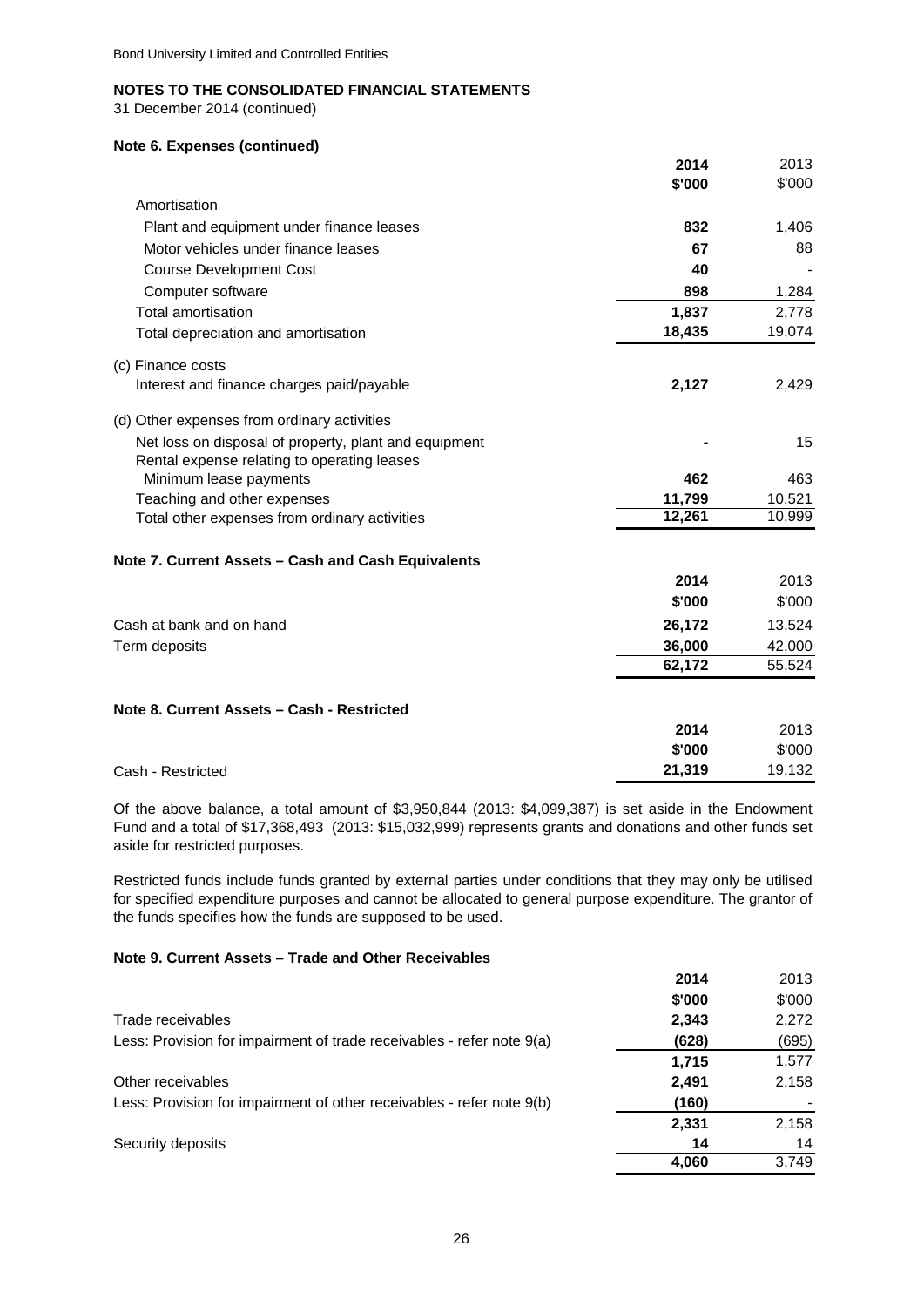## NOTES TO THE CONSOLIDATED FINANCIAL STATEMENTS

31 December 2014 (continued)

### Note 6. Expenses (continued)

| | 2014<br>$'000 | 2013<br>$'000 |
|---|---|---|
| Amortisation | | |
| Plant and equipment under finance leases | **832** | 1,406 |
| Motor vehicles under finance leases | **67** | 88 |
| Course Development Cost | **40** | - |
| Computer software | **898** | 1,284 |
| Total amortisation | **1,837** | 2,778 |
| Total depreciation and amortisation | **18,435** | 19,074 |
| (c) Finance costs | | |
| Interest and finance charges paid/payable | **2,127** | 2,429 |
| (d) Other expenses from ordinary activities | | |
| Net loss on disposal of property, plant and equipment | **-** | 15 |
| Rental expense relating to operating leases | | |
| Minimum lease payments | **462** | 463 |
| Teaching and other expenses | **11,799** | 10,521 |
| Total other expenses from ordinary activities | **12,261** | 10,999 |

### Note 7. Current Assets – Cash and Cash Equivalents

| | 2014<br>$'000 | 2013<br>$'000 |
|---|---|---|
| Cash at bank and on hand | **26,172** | 13,524 |
| Term deposits | **36,000** | 42,000 |
| | **62,172** | 55,524 |

### Note 8. Current Assets – Cash - Restricted

| | 2014<br>$'000 | 2013<br>$'000 |
|---|---|---|
| Cash - Restricted | **21,319** | 19,132 |

Of the above balance, a total amount of $3,950,844 (2013: $4,099,387) is set aside in the Endowment Fund and a total of $17,368,493 (2013: $15,032,999) represents grants and donations and other funds set aside for restricted purposes.

Restricted funds include funds granted by external parties under conditions that they may only be utilised for specified expenditure purposes and cannot be allocated to general purpose expenditure. The grantor of the funds specifies how the funds are supposed to be used.

### Note 9. Current Assets – Trade and Other Receivables

| | 2014<br>$'000 | 2013<br>$'000 |
|---|---|---|
| Trade receivables | **2,343** | 2,272 |
| Less: Provision for impairment of trade receivables - refer note 9(a) | **(628)** | (695) |
| | **1,715** | 1,577 |
| Other receivables | **2,491** | 2,158 |
| Less: Provision for impairment of other receivables - refer note 9(b) | **(160)** | - |
| | **2,331** | 2,158 |
| Security deposits | **14** | 14 |
| | **4,060** | 3,749 |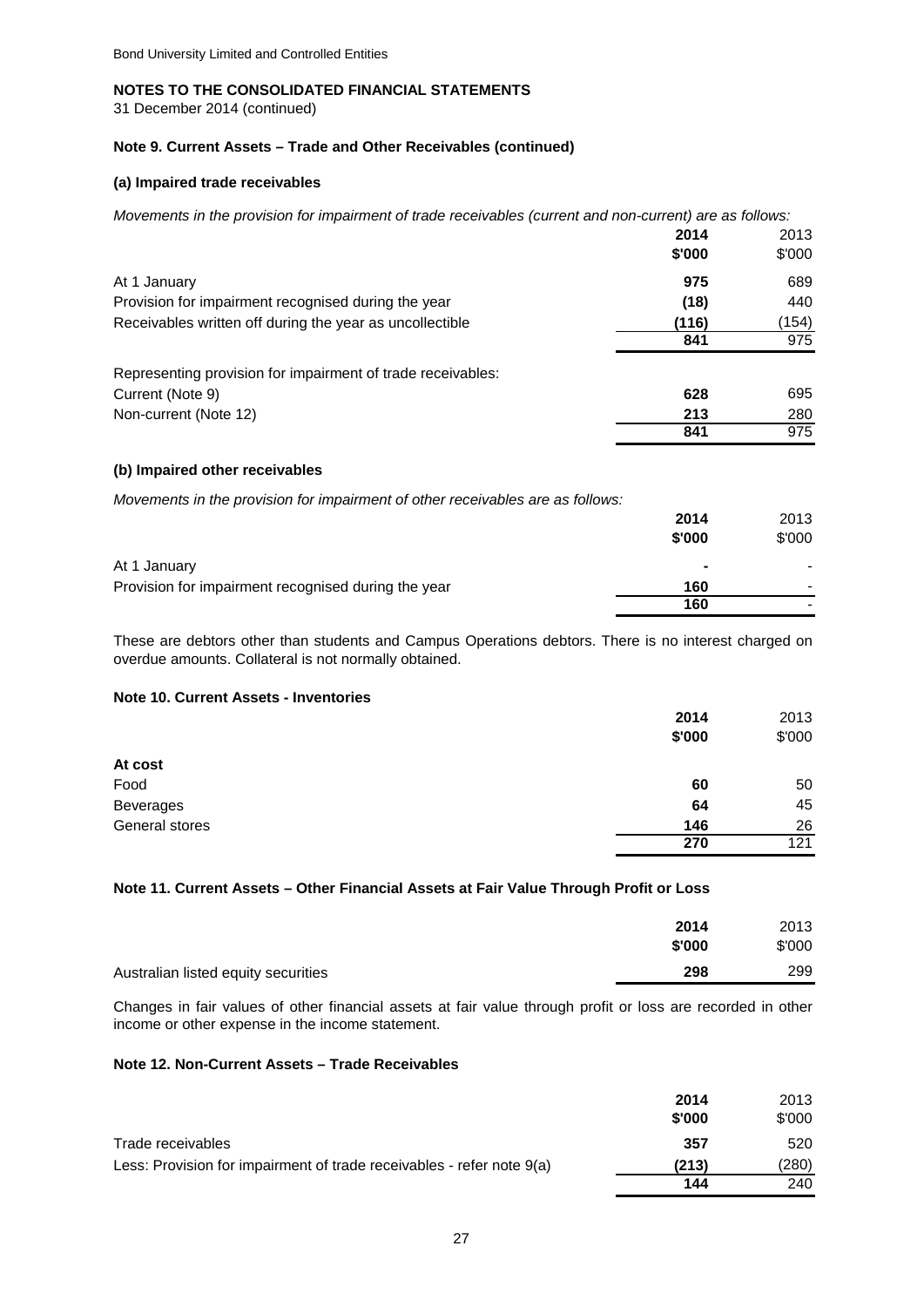**NOTES TO THE CONSOLIDATED FINANCIAL STATEMENTS**
31 December 2014 (continued)

**Note 9. Current Assets – Trade and Other Receivables (continued)**

**(a) Impaired trade receivables**

*Movements in the provision for impairment of trade receivables (current and non-current) are as follows:*

| | 2014 $'000 | 2013 $'000 |
|---|---|---|
| At 1 January | **975** | 689 |
| Provision for impairment recognised during the year | **(18)** | 440 |
| Receivables written off during the year as uncollectible | **(116)** | (154) |
| | **841** | 975 |
| Representing provision for impairment of trade receivables: | | |
| Current (Note 9) | **628** | 695 |
| Non-current (Note 12) | **213** | 280 |
| | **841** | 975 |

**(b) Impaired other receivables**

*Movements in the provision for impairment of other receivables are as follows:*

| | 2014 $'000 | 2013 $'000 |
|---|---|---|
| At 1 January | **-** | - |
| Provision for impairment recognised during the year | **160** | - |
| | **160** | - |

These are debtors other than students and Campus Operations debtors. There is no interest charged on overdue amounts. Collateral is not normally obtained.

**Note 10. Current Assets - Inventories**

| | 2014 $'000 | 2013 $'000 |
|---|---|---|
| **At cost** | | |
| Food | **60** | 50 |
| Beverages | **64** | 45 |
| General stores | **146** | 26 |
| | **270** | 121 |

**Note 11. Current Assets – Other Financial Assets at Fair Value Through Profit or Loss**

| | 2014 $'000 | 2013 $'000 |
|---|---|---|
| Australian listed equity securities | **298** | 299 |

Changes in fair values of other financial assets at fair value through profit or loss are recorded in other income or other expense in the income statement.

**Note 12. Non-Current Assets – Trade Receivables**

| | 2014 $'000 | 2013 $'000 |
|---|---|---|
| Trade receivables | **357** | 520 |
| Less: Provision for impairment of trade receivables - refer note 9(a) | **(213)** | (280) |
| | **144** | 240 |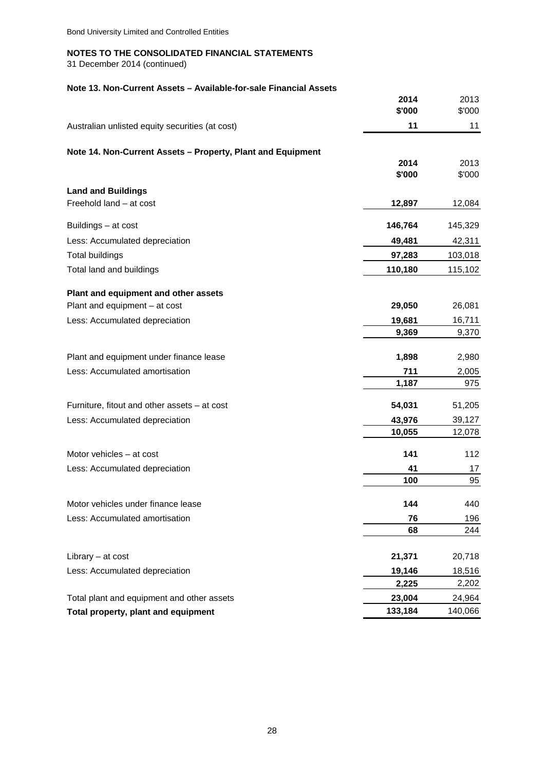Bond University Limited and Controlled Entities

## NOTES TO THE CONSOLIDATED FINANCIAL STATEMENTS

31 December 2014 (continued)

### Note 13. Non-Current Assets – Available-for-sale Financial Assets

| | 2014<br>$'000 | 2013<br>$'000 |
|---|---|---|
| Australian unlisted equity securities (at cost) | **11** | 11 |

### Note 14. Non-Current Assets – Property, Plant and Equipment

| | 2014<br>$'000 | 2013<br>$'000 |
|---|---|---|
| **Land and Buildings** | | |
| Freehold land – at cost | **12,897** | 12,084 |
| Buildings – at cost | **146,764** | 145,329 |
| Less: Accumulated depreciation | **49,481** | 42,311 |
| Total buildings | **97,283** | 103,018 |
| Total land and buildings | **110,180** | 115,102 |
| **Plant and equipment and other assets** | | |
| Plant and equipment – at cost | **29,050** | 26,081 |
| Less: Accumulated depreciation | **19,681** | 16,711 |
| | **9,369** | 9,370 |
| Plant and equipment under finance lease | **1,898** | 2,980 |
| Less: Accumulated amortisation | **711** | 2,005 |
| | **1,187** | 975 |
| Furniture, fitout and other assets – at cost | **54,031** | 51,205 |
| Less: Accumulated depreciation | **43,976** | 39,127 |
| | **10,055** | 12,078 |
| Motor vehicles – at cost | **141** | 112 |
| Less: Accumulated depreciation | **41** | 17 |
| | **100** | 95 |
| Motor vehicles under finance lease | **144** | 440 |
| Less: Accumulated amortisation | **76** | 196 |
| | **68** | 244 |
| Library – at cost | **21,371** | 20,718 |
| Less: Accumulated depreciation | **19,146** | 18,516 |
| | **2,225** | 2,202 |
| Total plant and equipment and other assets | **23,004** | 24,964 |
| **Total property, plant and equipment** | **133,184** | 140,066 |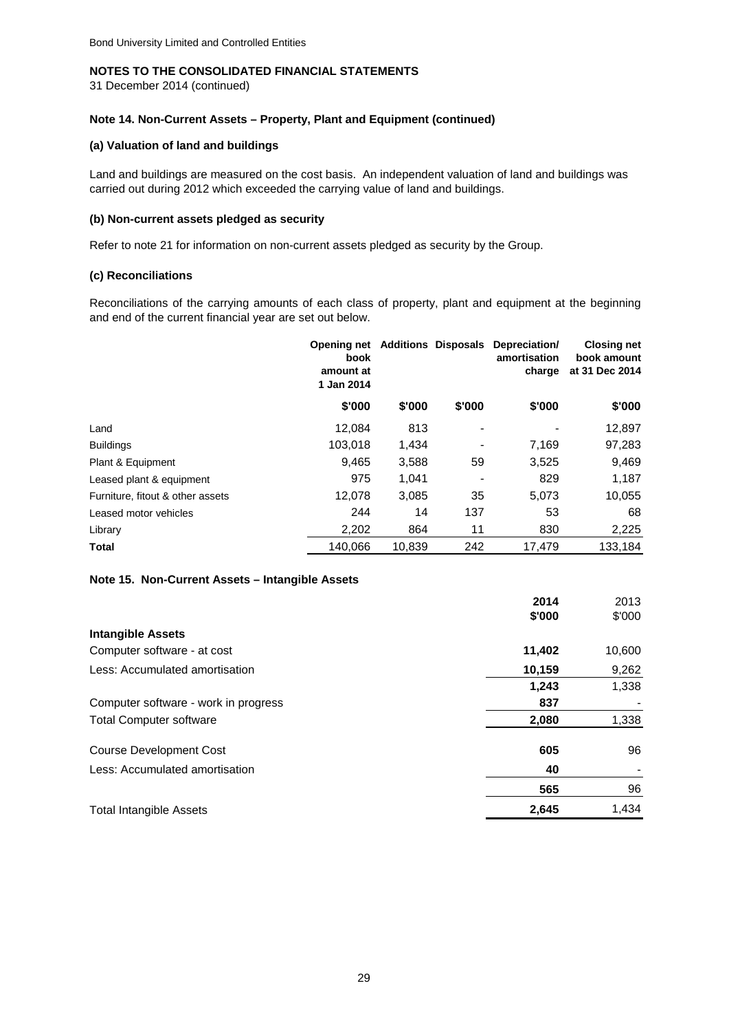Bond University Limited and Controlled Entities

## NOTES TO THE CONSOLIDATED FINANCIAL STATEMENTS

31 December 2014 (continued)

### Note 14. Non-Current Assets – Property, Plant and Equipment (continued)

#### (a) Valuation of land and buildings

Land and buildings are measured on the cost basis. An independent valuation of land and buildings was carried out during 2012 which exceeded the carrying value of land and buildings.

#### (b) Non-current assets pledged as security

Refer to note 21 for information on non-current assets pledged as security by the Group.

#### (c) Reconciliations

Reconciliations of the carrying amounts of each class of property, plant and equipment at the beginning and end of the current financial year are set out below.

| | Opening net book amount at 1 Jan 2014 | Additions | Disposals | Depreciation/ amortisation charge | Closing net book amount at 31 Dec 2014 |
|---|---|---|---|---|---|
| | $'000 | $'000 | $'000 | $'000 | $'000 |
| Land | 12,084 | 813 | - | - | 12,897 |
| Buildings | 103,018 | 1,434 | - | 7,169 | 97,283 |
| Plant & Equipment | 9,465 | 3,588 | 59 | 3,525 | 9,469 |
| Leased plant & equipment | 975 | 1,041 | - | 829 | 1,187 |
| Furniture, fitout & other assets | 12,078 | 3,085 | 35 | 5,073 | 10,055 |
| Leased motor vehicles | 244 | 14 | 137 | 53 | 68 |
| Library | 2,202 | 864 | 11 | 830 | 2,225 |
| **Total** | 140,066 | 10,839 | 242 | 17,479 | 133,184 |

### Note 15. Non-Current Assets – Intangible Assets

| | 2014 | 2013 |
|---|---|---|
| | $'000 | $'000 |
| **Intangible Assets** | | |
| Computer software - at cost | **11,402** | 10,600 |
| Less: Accumulated amortisation | **10,159** | 9,262 |
| | **1,243** | 1,338 |
| Computer software - work in progress | **837** | - |
| Total Computer software | **2,080** | 1,338 |
| | | |
| Course Development Cost | **605** | 96 |
| Less: Accumulated amortisation | **40** | - |
| | **565** | 96 |
| Total Intangible Assets | **2,645** | 1,434 |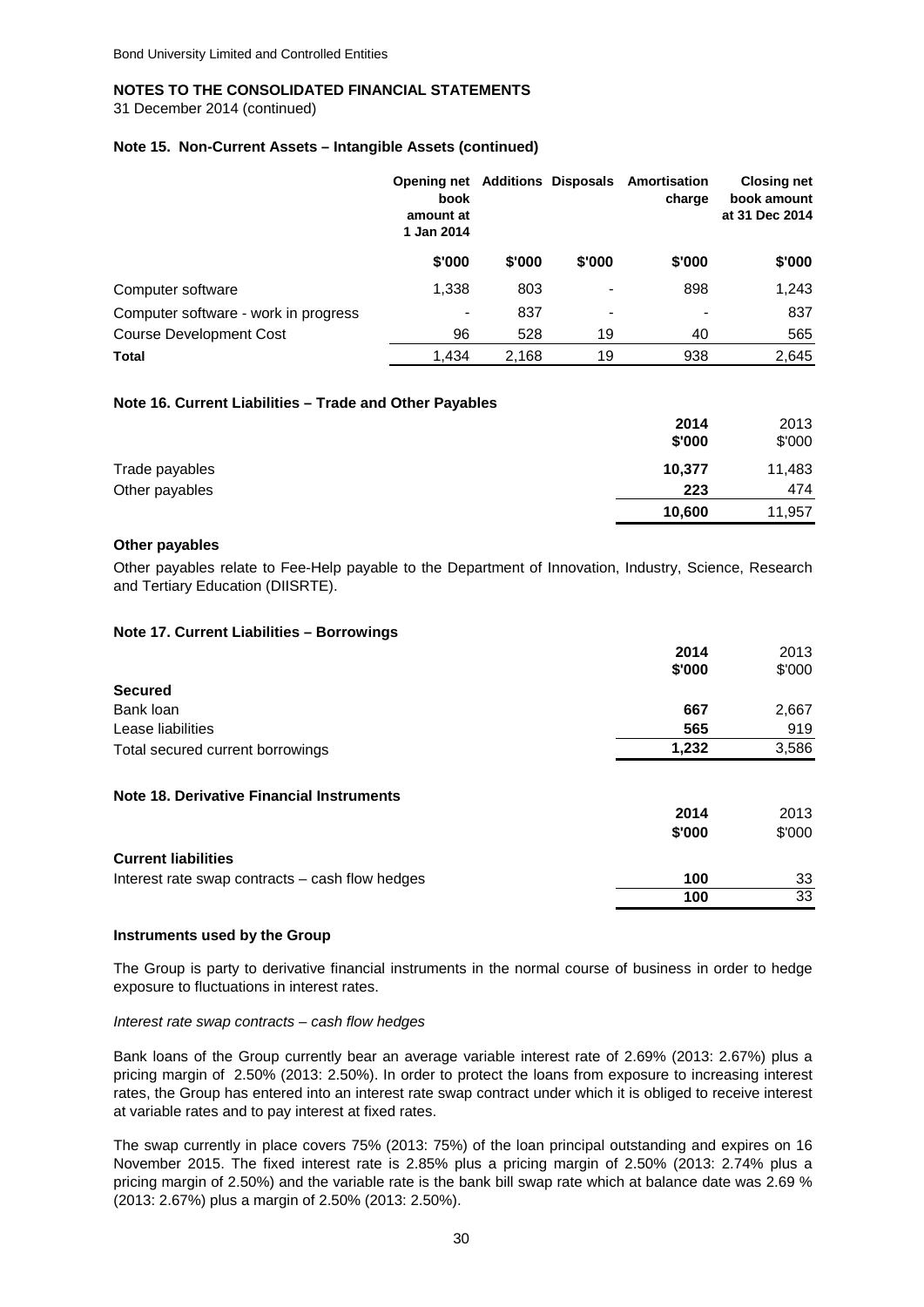Bond University Limited and Controlled Entities

**NOTES TO THE CONSOLIDATED FINANCIAL STATEMENTS**
31 December 2014 (continued)

### Note 15. Non-Current Assets – Intangible Assets (continued)

| | Opening net book amount at 1 Jan 2014 | Additions | Disposals | Amortisation charge | Closing net book amount at 31 Dec 2014 |
|---|---|---|---|---|---|
| | $'000 | $'000 | $'000 | $'000 | $'000 |
| Computer software | 1,338 | 803 | - | 898 | 1,243 |
| Computer software - work in progress | - | 837 | - | - | 837 |
| Course Development Cost | 96 | 528 | 19 | 40 | 565 |
| **Total** | 1,434 | 2,168 | 19 | 938 | 2,645 |

### Note 16. Current Liabilities – Trade and Other Payables

| | 2014 $'000 | 2013 $'000 |
|---|---|---|
| Trade payables | **10,377** | 11,483 |
| Other payables | **223** | 474 |
| | **10,600** | 11,957 |

**Other payables**

Other payables relate to Fee-Help payable to the Department of Innovation, Industry, Science, Research and Tertiary Education (DIISRTE).

### Note 17. Current Liabilities – Borrowings

| | 2014 $'000 | 2013 $'000 |
|---|---|---|
| **Secured** | | |
| Bank loan | **667** | 2,667 |
| Lease liabilities | **565** | 919 |
| Total secured current borrowings | **1,232** | 3,586 |

### Note 18. Derivative Financial Instruments

| | 2014 $'000 | 2013 $'000 |
|---|---|---|
| **Current liabilities** | | |
| Interest rate swap contracts – cash flow hedges | **100** | 33 |
| | **100** | 33 |

**Instruments used by the Group**

The Group is party to derivative financial instruments in the normal course of business in order to hedge exposure to fluctuations in interest rates.

*Interest rate swap contracts – cash flow hedges*

Bank loans of the Group currently bear an average variable interest rate of 2.69% (2013: 2.67%) plus a pricing margin of 2.50% (2013: 2.50%). In order to protect the loans from exposure to increasing interest rates, the Group has entered into an interest rate swap contract under which it is obliged to receive interest at variable rates and to pay interest at fixed rates.

The swap currently in place covers 75% (2013: 75%) of the loan principal outstanding and expires on 16 November 2015. The fixed interest rate is 2.85% plus a pricing margin of 2.50% (2013: 2.74% plus a pricing margin of 2.50%) and the variable rate is the bank bill swap rate which at balance date was 2.69 % (2013: 2.67%) plus a margin of 2.50% (2013: 2.50%).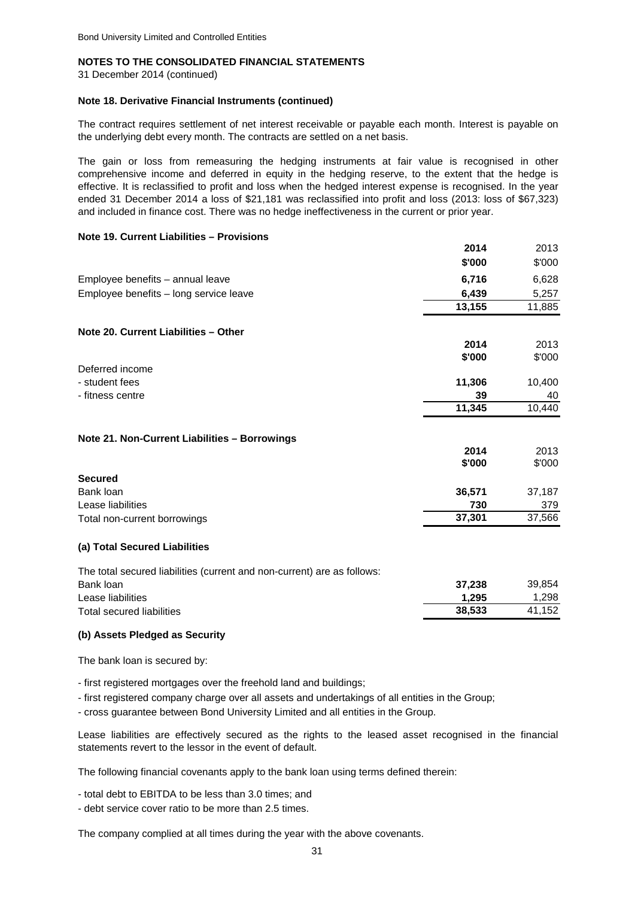**NOTES TO THE CONSOLIDATED FINANCIAL STATEMENTS**

31 December 2014 (continued)

**Note 18. Derivative Financial Instruments (continued)**

The contract requires settlement of net interest receivable or payable each month. Interest is payable on the underlying debt every month. The contracts are settled on a net basis.

The gain or loss from remeasuring the hedging instruments at fair value is recognised in other comprehensive income and deferred in equity in the hedging reserve, to the extent that the hedge is effective. It is reclassified to profit and loss when the hedged interest expense is recognised. In the year ended 31 December 2014 a loss of $21,181 was reclassified into profit and loss (2013: loss of $67,323) and included in finance cost. There was no hedge ineffectiveness in the current or prior year.

**Note 19. Current Liabilities – Provisions**

| | **2014** | 2013 |
|---|---|---|
| | **$'000** | $'000 |
| Employee benefits – annual leave | **6,716** | 6,628 |
| Employee benefits – long service leave | **6,439** | 5,257 |
| | **13,155** | 11,885 |

**Note 20. Current Liabilities – Other**

| | **2014** | 2013 |
|---|---|---|
| | **$'000** | $'000 |
| Deferred income | | |
| - student fees | **11,306** | 10,400 |
| - fitness centre | **39** | 40 |
| | **11,345** | 10,440 |

**Note 21. Non-Current Liabilities – Borrowings**

| | **2014** | 2013 |
|---|---|---|
| | **$'000** | $'000 |
| **Secured** | | |
| Bank loan | **36,571** | 37,187 |
| Lease liabilities | **730** | 379 |
| Total non-current borrowings | **37,301** | 37,566 |

**(a) Total Secured Liabilities**

| The total secured liabilities (current and non-current) are as follows: | | |
|---|---|---|
| Bank loan | **37,238** | 39,854 |
| Lease liabilities | **1,295** | 1,298 |
| Total secured liabilities | **38,533** | 41,152 |

**(b) Assets Pledged as Security**

The bank loan is secured by:

- first registered mortgages over the freehold land and buildings;
- first registered company charge over all assets and undertakings of all entities in the Group;
- cross guarantee between Bond University Limited and all entities in the Group.

Lease liabilities are effectively secured as the rights to the leased asset recognised in the financial statements revert to the lessor in the event of default.

The following financial covenants apply to the bank loan using terms defined therein:

- total debt to EBITDA to be less than 3.0 times; and
- debt service cover ratio to be more than 2.5 times.

The company complied at all times during the year with the above covenants.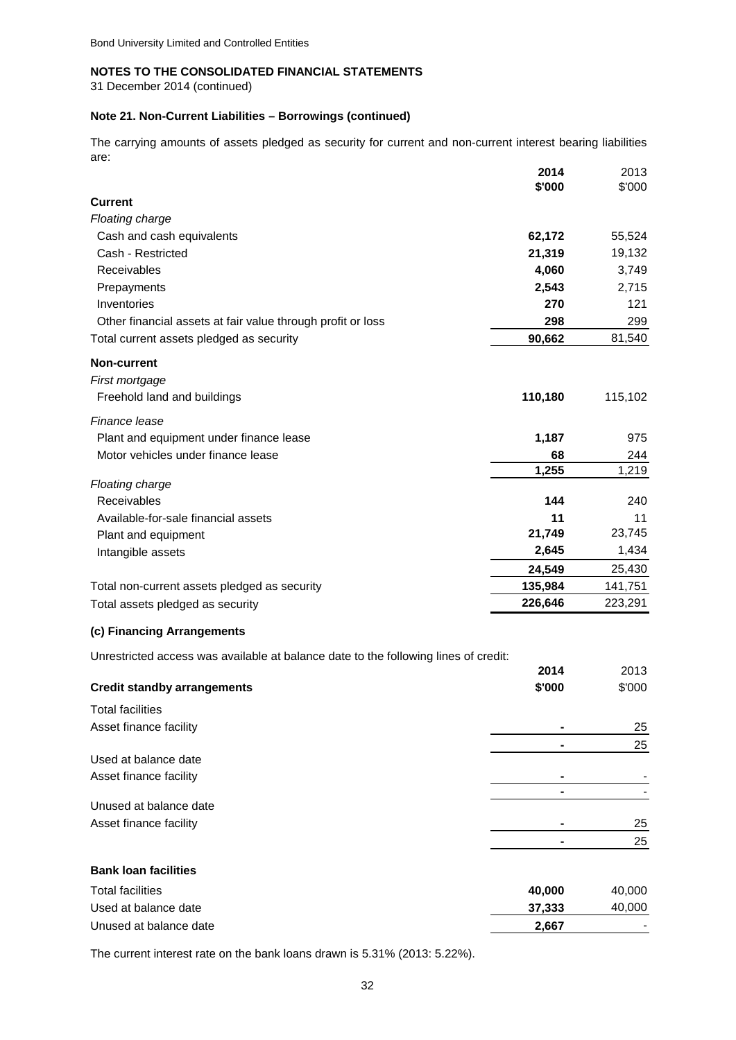Bond University Limited and Controlled Entities

**NOTES TO THE CONSOLIDATED FINANCIAL STATEMENTS**

31 December 2014 (continued)

**Note 21. Non-Current Liabilities – Borrowings (continued)**

The carrying amounts of assets pledged as security for current and non-current interest bearing liabilities are:

| | **2014** **\$'000** | 2013 \$'000 |
|---|---|---|
| **Current** | | |
| *Floating charge* | | |
| Cash and cash equivalents | **62,172** | 55,524 |
| Cash - Restricted | **21,319** | 19,132 |
| Receivables | **4,060** | 3,749 |
| Prepayments | **2,543** | 2,715 |
| Inventories | **270** | 121 |
| Other financial assets at fair value through profit or loss | **298** | 299 |
| Total current assets pledged as security | **90,662** | 81,540 |
| **Non-current** | | |
| *First mortgage* | | |
| Freehold land and buildings | **110,180** | 115,102 |
| *Finance lease* | | |
| Plant and equipment under finance lease | **1,187** | 975 |
| Motor vehicles under finance lease | **68** | 244 |
| | **1,255** | 1,219 |
| *Floating charge* | | |
| Receivables | **144** | 240 |
| Available-for-sale financial assets | **11** | 11 |
| Plant and equipment | **21,749** | 23,745 |
| Intangible assets | **2,645** | 1,434 |
| | **24,549** | 25,430 |
| Total non-current assets pledged as security | **135,984** | 141,751 |
| Total assets pledged as security | **226,646** | 223,291 |

**(c) Financing Arrangements**

Unrestricted access was available at balance date to the following lines of credit:

| **Credit standby arrangements** | **2014** **\$'000** | 2013 \$'000 |
|---|---|---|
| Total facilities | | |
| Asset finance facility | **-** | 25 |
| | **-** | 25 |
| Used at balance date | | |
| Asset finance facility | **-** | - |
| | **-** | - |
| Unused at balance date | | |
| Asset finance facility | **-** | 25 |
| | **-** | 25 |
| **Bank loan facilities** | | |
| Total facilities | **40,000** | 40,000 |
| Used at balance date | **37,333** | 40,000 |
| Unused at balance date | **2,667** | - |

The current interest rate on the bank loans drawn is 5.31% (2013: 5.22%).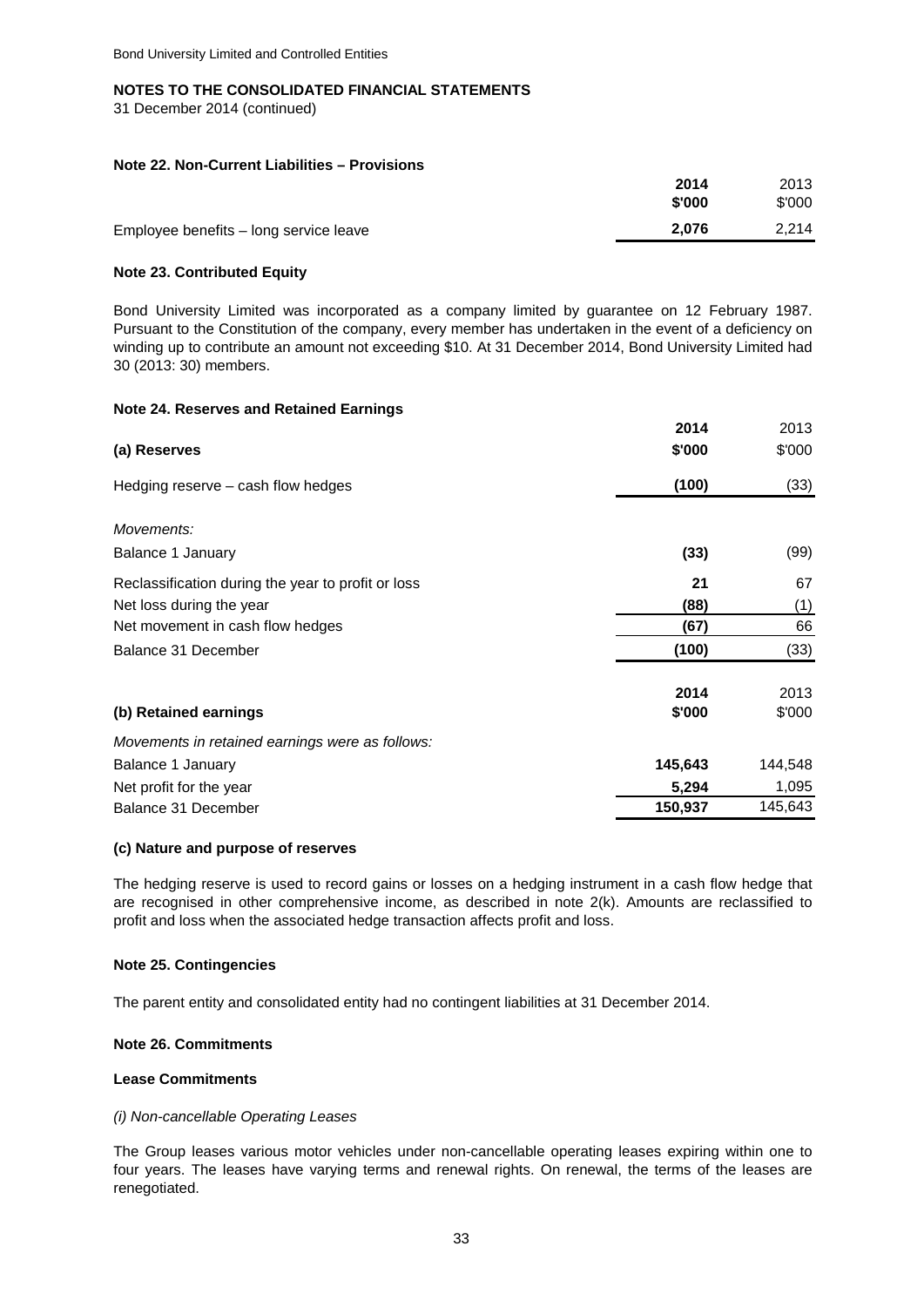**NOTES TO THE CONSOLIDATED FINANCIAL STATEMENTS**

31 December 2014 (continued)

## Note 22. Non-Current Liabilities – Provisions

| | 2014 $'000 | 2013 $'000 |
|---|---|---|
| Employee benefits – long service leave | **2,076** | 2,214 |

## Note 23. Contributed Equity

Bond University Limited was incorporated as a company limited by guarantee on 12 February 1987. Pursuant to the Constitution of the company, every member has undertaken in the event of a deficiency on winding up to contribute an amount not exceeding $10. At 31 December 2014, Bond University Limited had 30 (2013: 30) members.

## Note 24. Reserves and Retained Earnings

| **(a) Reserves** | 2014 $'000 | 2013 $'000 |
|---|---|---|
| Hedging reserve – cash flow hedges | **(100)** | (33) |
| *Movements:* | | |
| Balance 1 January | **(33)** | (99) |
| Reclassification during the year to profit or loss | **21** | 67 |
| Net loss during the year | **(88)** | (1) |
| Net movement in cash flow hedges | **(67)** | 66 |
| Balance 31 December | **(100)** | (33) |

| **(b) Retained earnings** | 2014 $'000 | 2013 $'000 |
|---|---|---|
| *Movements in retained earnings were as follows:* | | |
| Balance 1 January | **145,643** | 144,548 |
| Net profit for the year | **5,294** | 1,095 |
| Balance 31 December | **150,937** | 145,643 |

### (c) Nature and purpose of reserves

The hedging reserve is used to record gains or losses on a hedging instrument in a cash flow hedge that are recognised in other comprehensive income, as described in note 2(k). Amounts are reclassified to profit and loss when the associated hedge transaction affects profit and loss.

## Note 25. Contingencies

The parent entity and consolidated entity had no contingent liabilities at 31 December 2014.

## Note 26. Commitments

### Lease Commitments

*(i) Non-cancellable Operating Leases*

The Group leases various motor vehicles under non-cancellable operating leases expiring within one to four years. The leases have varying terms and renewal rights. On renewal, the terms of the leases are renegotiated.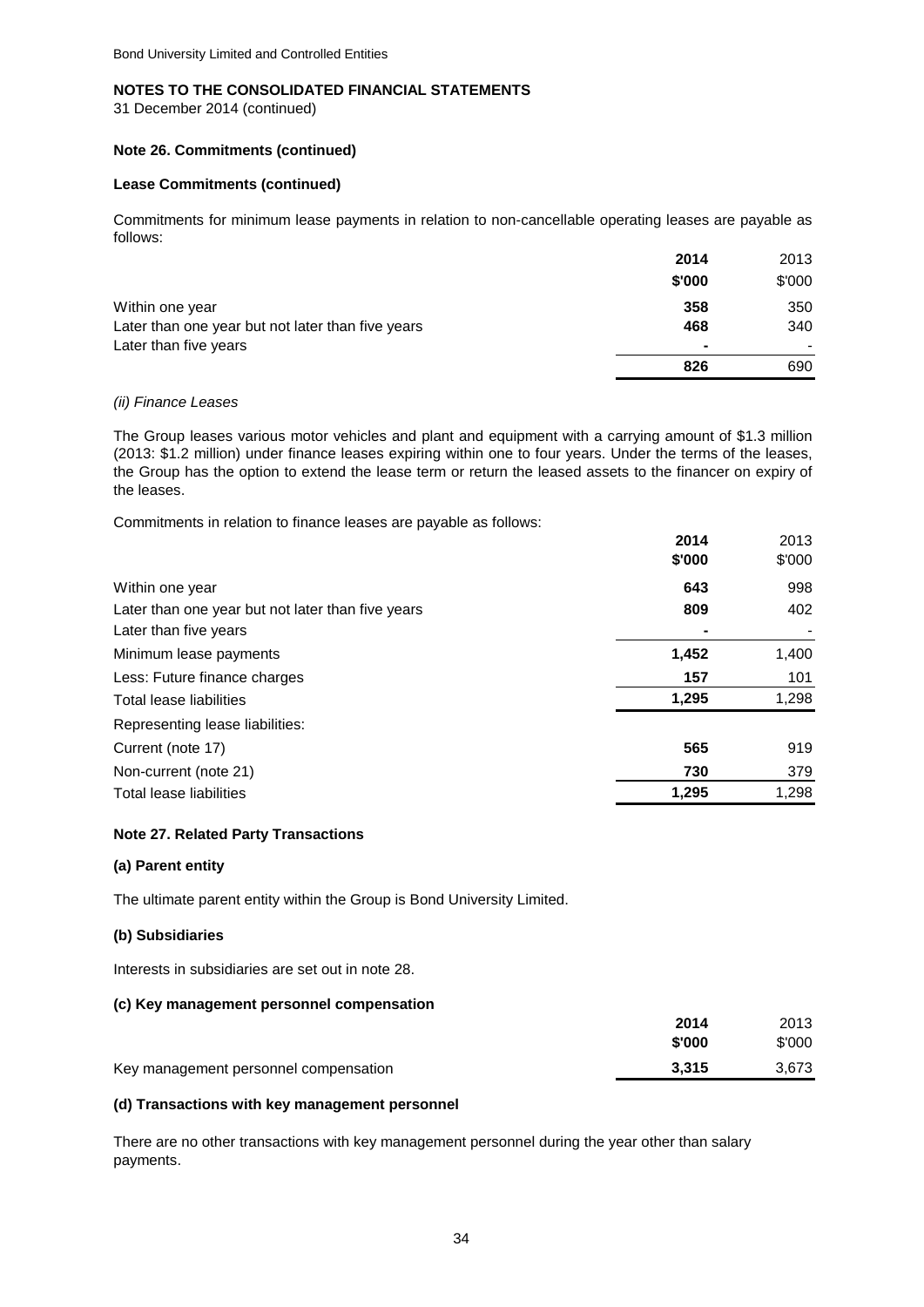## NOTES TO THE CONSOLIDATED FINANCIAL STATEMENTS

31 December 2014 (continued)

### Note 26. Commitments (continued)

#### Lease Commitments (continued)

Commitments for minimum lease payments in relation to non-cancellable operating leases are payable as follows:

| | 2014 | 2013 |
|---|---|---|
| | $'000 | $'000 |
| Within one year | 358 | 350 |
| Later than one year but not later than five years | 468 | 340 |
| Later than five years | - | - |
| | 826 | 690 |

*(ii) Finance Leases*

The Group leases various motor vehicles and plant and equipment with a carrying amount of $1.3 million (2013: $1.2 million) under finance leases expiring within one to four years. Under the terms of the leases, the Group has the option to extend the lease term or return the leased assets to the financer on expiry of the leases.

Commitments in relation to finance leases are payable as follows:

| | 2014 | 2013 |
|---|---|---|
| | $'000 | $'000 |
| Within one year | 643 | 998 |
| Later than one year but not later than five years | 809 | 402 |
| Later than five years | - | - |
| Minimum lease payments | 1,452 | 1,400 |
| Less: Future finance charges | 157 | 101 |
| Total lease liabilities | 1,295 | 1,298 |
| Representing lease liabilities: | | |
| Current (note 17) | 565 | 919 |
| Non-current (note 21) | 730 | 379 |
| Total lease liabilities | 1,295 | 1,298 |

### Note 27. Related Party Transactions

#### (a) Parent entity

The ultimate parent entity within the Group is Bond University Limited.

#### (b) Subsidiaries

Interests in subsidiaries are set out in note 28.

#### (c) Key management personnel compensation

| | 2014 | 2013 |
|---|---|---|
| | $'000 | $'000 |
| Key management personnel compensation | 3,315 | 3,673 |

#### (d) Transactions with key management personnel

There are no other transactions with key management personnel during the year other than salary payments.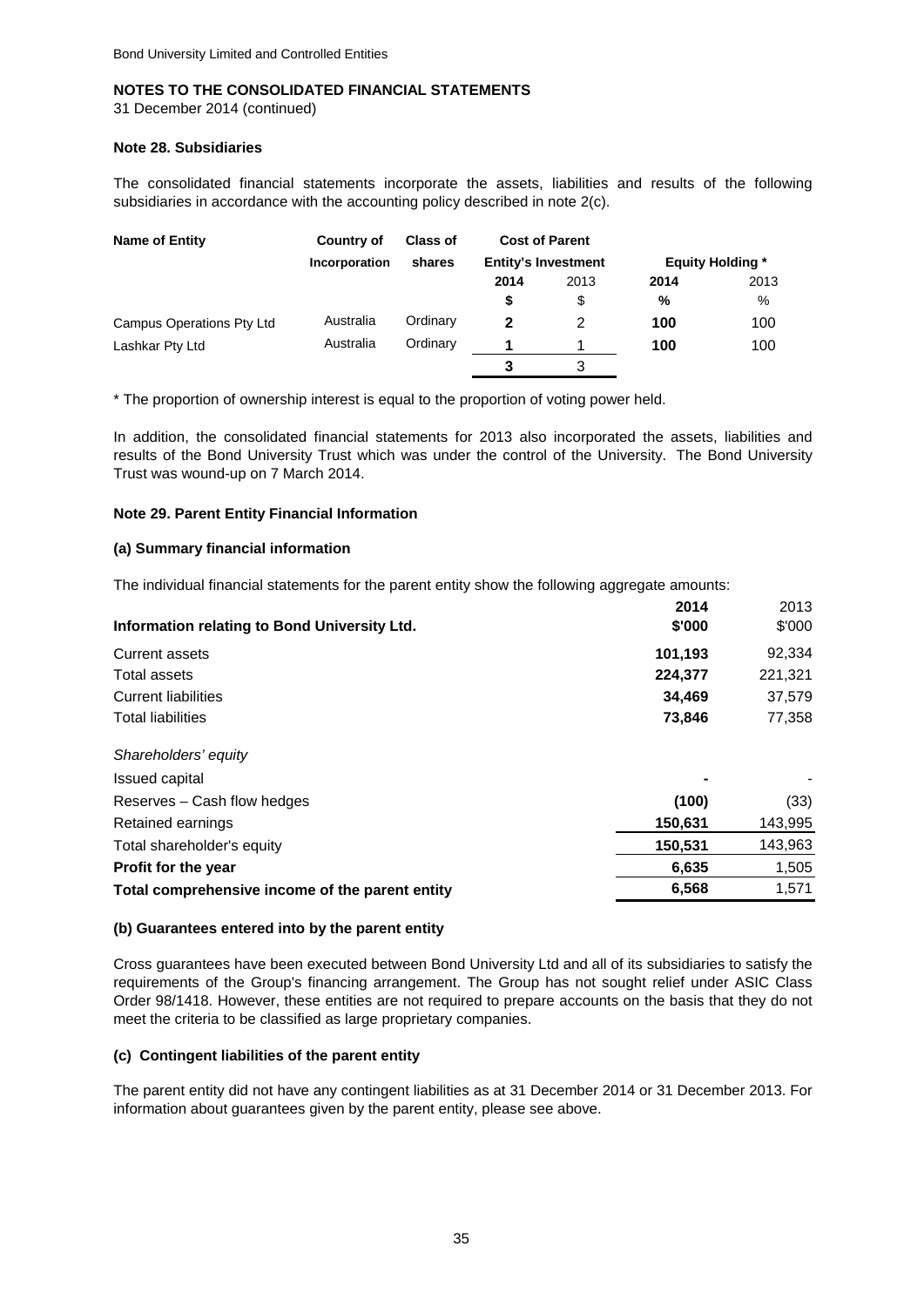Bond University Limited and Controlled Entities

## NOTES TO THE CONSOLIDATED FINANCIAL STATEMENTS

31 December 2014 (continued)

### Note 28. Subsidiaries

The consolidated financial statements incorporate the assets, liabilities and results of the following subsidiaries in accordance with the accounting policy described in note 2(c).

| Name of Entity | Country of Incorporation | Class of shares | Cost of Parent Entity's Investment | | Equity Holding * | |
|---|---|---|---|---|---|---|
| | | | **2014** | 2013 | **2014** | 2013 |
| | | | **$** | $ | **%** | % |
| Campus Operations Pty Ltd | Australia | Ordinary | **2** | 2 | **100** | 100 |
| Lashkar Pty Ltd | Australia | Ordinary | **1** | 1 | **100** | 100 |
| | | | **3** | 3 | | |

\* The proportion of ownership interest is equal to the proportion of voting power held.

In addition, the consolidated financial statements for 2013 also incorporated the assets, liabilities and results of the Bond University Trust which was under the control of the University. The Bond University Trust was wound-up on 7 March 2014.

### Note 29. Parent Entity Financial Information

#### (a) Summary financial information

The individual financial statements for the parent entity show the following aggregate amounts:

| Information relating to Bond University Ltd. | 2014 $'000 | 2013 $'000 |
|---|---|---|
| Current assets | **101,193** | 92,334 |
| Total assets | **224,377** | 221,321 |
| Current liabilities | **34,469** | 37,579 |
| Total liabilities | **73,846** | 77,358 |
| *Shareholders' equity* | | |
| Issued capital | **-** | - |
| Reserves – Cash flow hedges | **(100)** | (33) |
| Retained earnings | **150,631** | 143,995 |
| Total shareholder's equity | **150,531** | 143,963 |
| **Profit for the year** | **6,635** | 1,505 |
| **Total comprehensive income of the parent entity** | **6,568** | 1,571 |

#### (b) Guarantees entered into by the parent entity

Cross guarantees have been executed between Bond University Ltd and all of its subsidiaries to satisfy the requirements of the Group's financing arrangement. The Group has not sought relief under ASIC Class Order 98/1418. However, these entities are not required to prepare accounts on the basis that they do not meet the criteria to be classified as large proprietary companies.

#### (c) Contingent liabilities of the parent entity

The parent entity did not have any contingent liabilities as at 31 December 2014 or 31 December 2013. For information about guarantees given by the parent entity, please see above.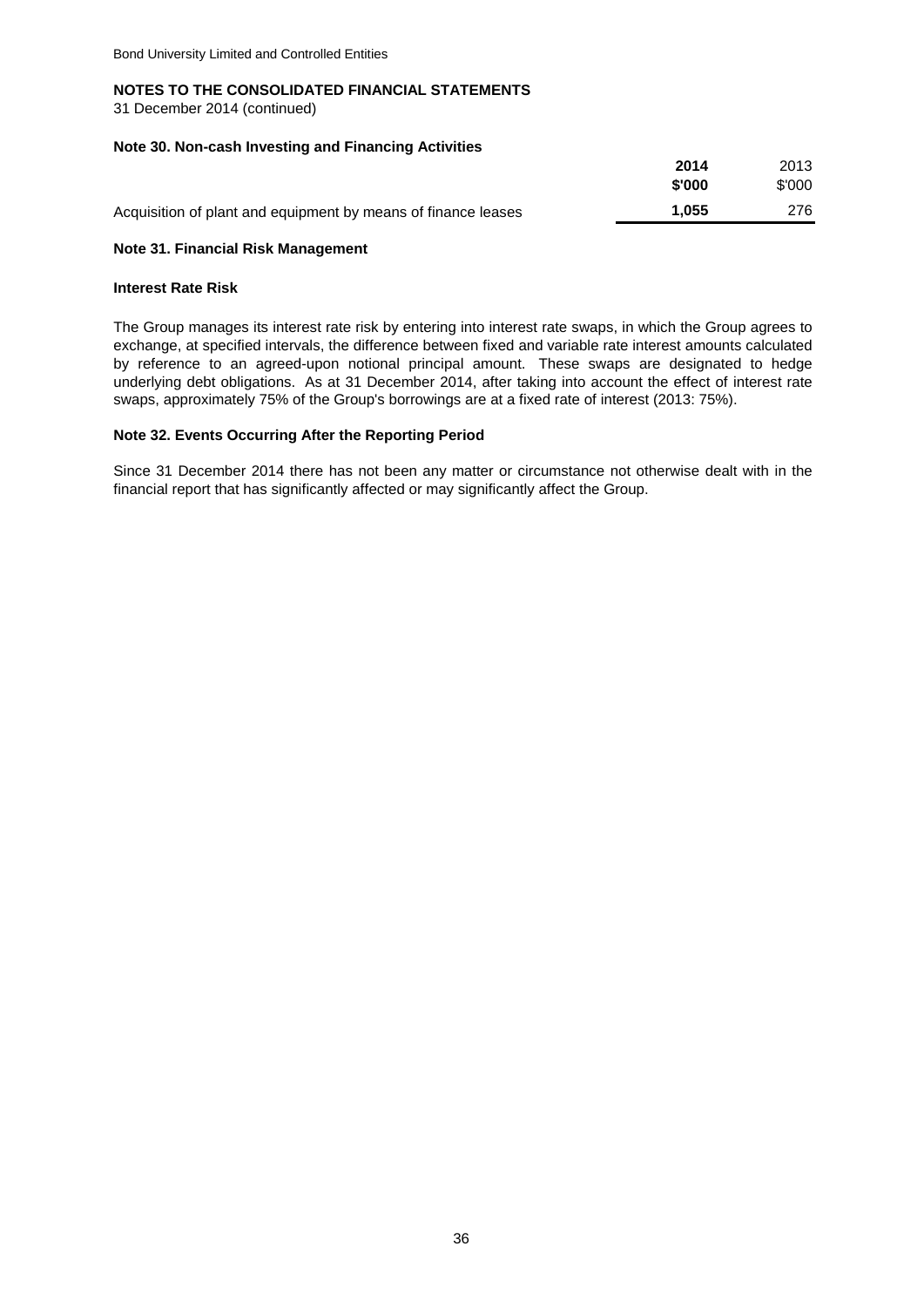## NOTES TO THE CONSOLIDATED FINANCIAL STATEMENTS

31 December 2014 (continued)

### Note 30. Non-cash Investing and Financing Activities

| | 2014 $'000 | 2013 $'000 |
|---|---|---|
| Acquisition of plant and equipment by means of finance leases | **1,055** | 276 |

### Note 31. Financial Risk Management

**Interest Rate Risk**

The Group manages its interest rate risk by entering into interest rate swaps, in which the Group agrees to exchange, at specified intervals, the difference between fixed and variable rate interest amounts calculated by reference to an agreed-upon notional principal amount. These swaps are designated to hedge underlying debt obligations. As at 31 December 2014, after taking into account the effect of interest rate swaps, approximately 75% of the Group's borrowings are at a fixed rate of interest (2013: 75%).

### Note 32. Events Occurring After the Reporting Period

Since 31 December 2014 there has not been any matter or circumstance not otherwise dealt with in the financial report that has significantly affected or may significantly affect the Group.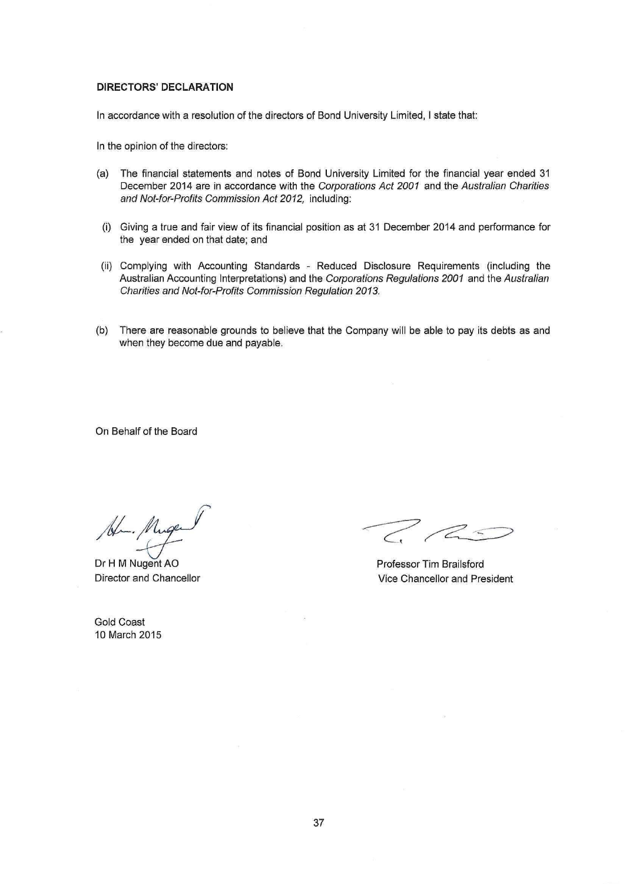## DIRECTORS' DECLARATION

In accordance with a resolution of the directors of Bond University Limited, I state that:

In the opinion of the directors:

(a) The financial statements and notes of Bond University Limited for the financial year ended 31 December 2014 are in accordance with the *Corporations Act 2001* and the *Australian Charities and Not-for-Profits Commission Act 2012*, including:

(i) Giving a true and fair view of its financial position as at 31 December 2014 and performance for the year ended on that date; and

(ii) Complying with Accounting Standards - Reduced Disclosure Requirements (including the Australian Accounting Interpretations) and the *Corporations Regulations 2001* and the *Australian Charities and Not-for-Profits Commission Regulation 2013*.

(b) There are reasonable grounds to believe that the Company will be able to pay its debts as and when they become due and payable.

On Behalf of the Board

Dr H M Nugent AO
Director and Chancellor

Professor Tim Brailsford
Vice Chancellor and President

Gold Coast
10 March 2015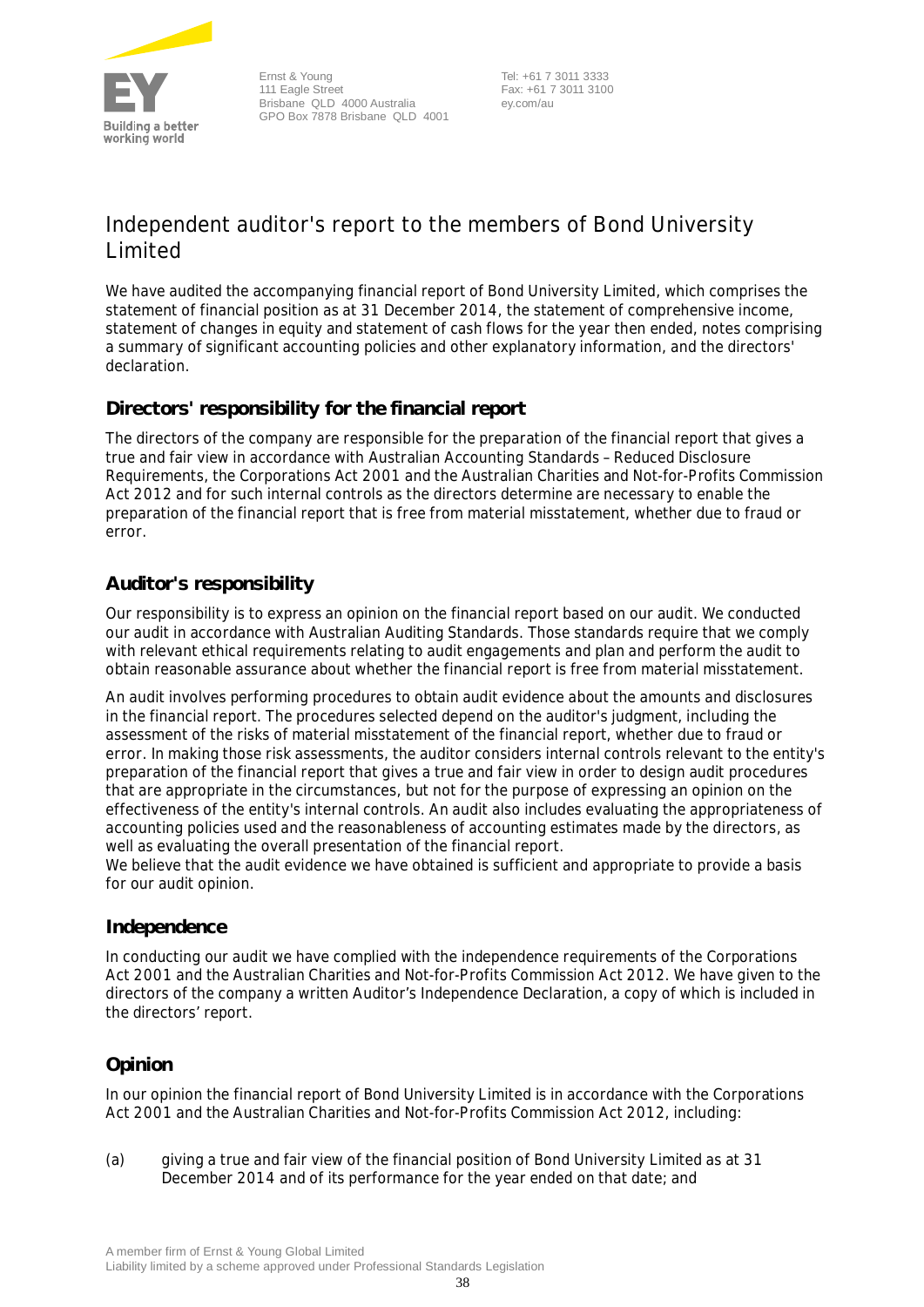Ernst & Young
111 Eagle Street
Brisbane QLD 4000 Australia
GPO Box 7878 Brisbane QLD 4001

Tel: +61 7 3011 3333
Fax: +61 7 3011 3100
ey.com/au

# Independent auditor's report to the members of Bond University Limited

We have audited the accompanying financial report of Bond University Limited, which comprises the statement of financial position as at 31 December 2014, the statement of comprehensive income, statement of changes in equity and statement of cash flows for the year then ended, notes comprising a summary of significant accounting policies and other explanatory information, and the directors' declaration.

## Directors' responsibility for the financial report

The directors of the company are responsible for the preparation of the financial report that gives a true and fair view in accordance with Australian Accounting Standards – Reduced Disclosure Requirements, the Corporations Act 2001 and the Australian Charities and Not-for-Profits Commission Act 2012 and for such internal controls as the directors determine are necessary to enable the preparation of the financial report that is free from material misstatement, whether due to fraud or error.

## Auditor's responsibility

Our responsibility is to express an opinion on the financial report based on our audit. We conducted our audit in accordance with Australian Auditing Standards. Those standards require that we comply with relevant ethical requirements relating to audit engagements and plan and perform the audit to obtain reasonable assurance about whether the financial report is free from material misstatement.

An audit involves performing procedures to obtain audit evidence about the amounts and disclosures in the financial report. The procedures selected depend on the auditor's judgment, including the assessment of the risks of material misstatement of the financial report, whether due to fraud or error. In making those risk assessments, the auditor considers internal controls relevant to the entity's preparation of the financial report that gives a true and fair view in order to design audit procedures that are appropriate in the circumstances, but not for the purpose of expressing an opinion on the effectiveness of the entity's internal controls. An audit also includes evaluating the appropriateness of accounting policies used and the reasonableness of accounting estimates made by the directors, as well as evaluating the overall presentation of the financial report.
We believe that the audit evidence we have obtained is sufficient and appropriate to provide a basis for our audit opinion.

## Independence

In conducting our audit we have complied with the independence requirements of the Corporations Act 2001 and the Australian Charities and Not-for-Profits Commission Act 2012. We have given to the directors of the company a written Auditor's Independence Declaration, a copy of which is included in the directors' report.

## Opinion

In our opinion the financial report of Bond University Limited is in accordance with the Corporations Act 2001 and the Australian Charities and Not-for-Profits Commission Act 2012, including:

(a) giving a true and fair view of the financial position of Bond University Limited as at 31 December 2014 and of its performance for the year ended on that date; and

A member firm of Ernst & Young Global Limited
Liability limited by a scheme approved under Professional Standards Legislation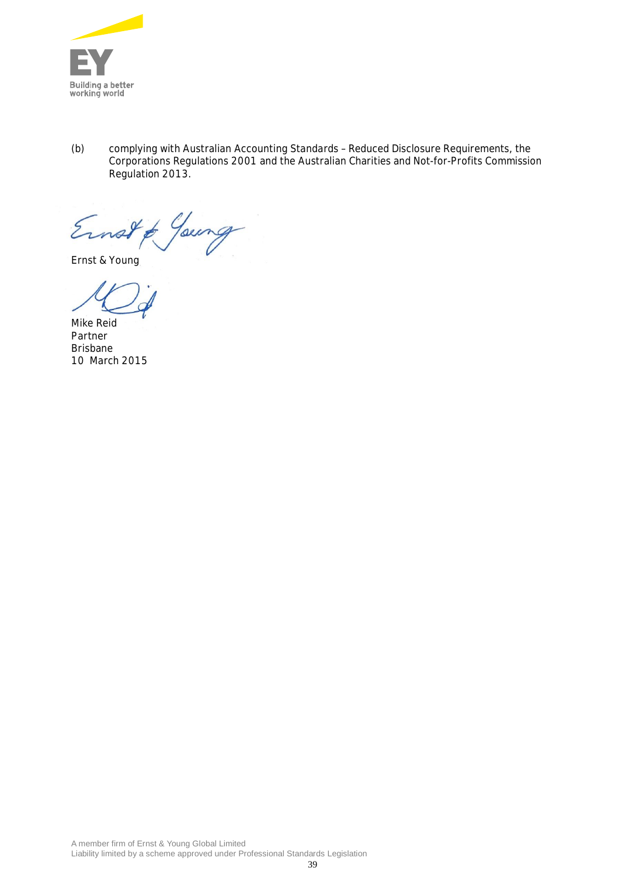(b) complying with Australian Accounting Standards – Reduced Disclosure Requirements, the Corporations Regulations 2001 and the Australian Charities and Not-for-Profits Commission Regulation 2013.

Ernst & Young

Mike Reid
Partner
Brisbane
10 March 2015

A member firm of Ernst & Young Global Limited
Liability limited by a scheme approved under Professional Standards Legislation